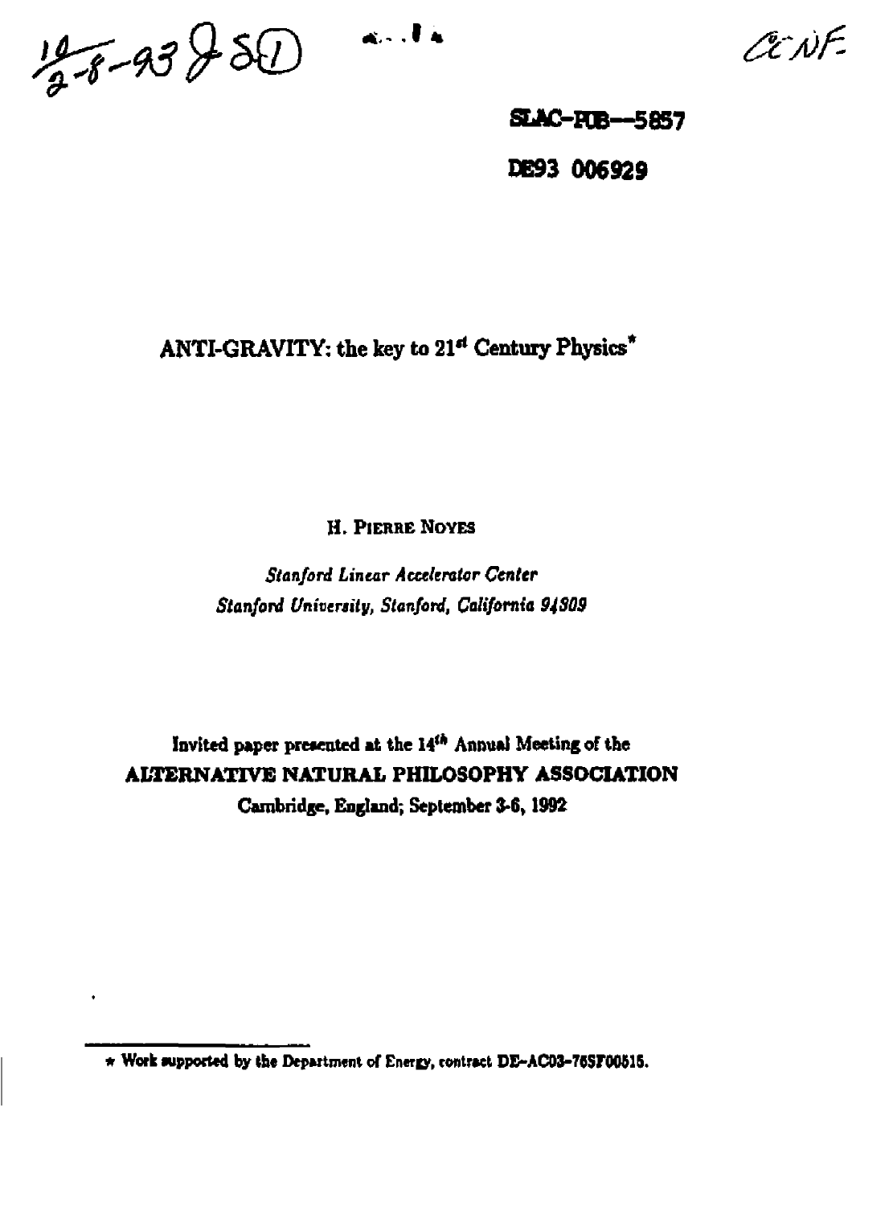SLAC-PUB--5857

DE93 006929

# ANTI-GRAVITY: the key to 21st Century Physics*

H. PIERRE NOYES

*Stanford Linear Accelerator Center*
*Stanford University, Stanford, California 94309*

Invited paper presented at the 14th Annual Meeting of the
**ALTERNATIVE NATURAL PHILOSOPHY ASSOCIATION**
Cambridge, England; September 3-6, 1992

---

* Work supported by the Department of Energy, contract DE-AC03-76SF00515.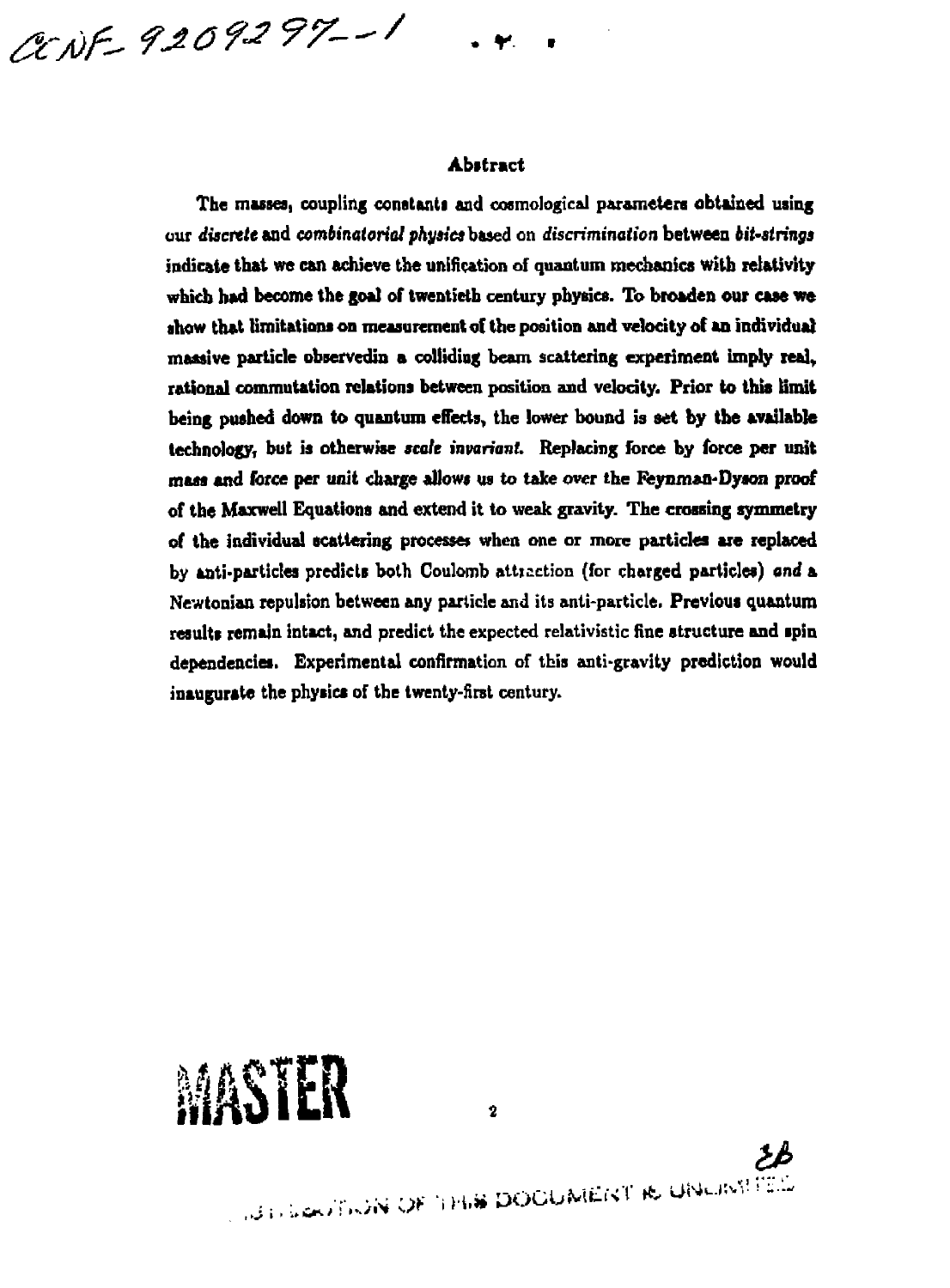CONF-9209297--1

## Abstract

The masses, coupling constants and cosmological parameters obtained using our *discrete* and *combinatorial physics* based on *discrimination* between *bit-strings* indicate that we can achieve the unification of quantum mechanics with relativity which had become the goal of twentieth century physics. To broaden our case we show that limitations on measurement of the position and velocity of an individual massive particle observedin a colliding beam scattering experiment imply real, rational commutation relations between position and velocity. Prior to this limit being pushed down to quantum effects, the lower bound is set by the available technology, but is otherwise *scale invariant*. Replacing force by force per unit mass and force per unit charge allows us to take over the Feynman-Dyson proof of the Maxwell Equations and extend it to weak gravity. The crossing symmetry of the individual scattering processes when one or more particles are replaced by anti-particles predicts both Coulomb attraction (for charged particles) *and* a Newtonian repulsion between any particle and its anti-particle. Previous quantum results remain intact, and predict the expected relativistic fine structure and spin dependencies. Experimental confirmation of this anti-gravity prediction would inaugurate the physics of the twenty-first century.

MASTER

DISTRIBUTION OF THIS DOCUMENT IS UNLIMITED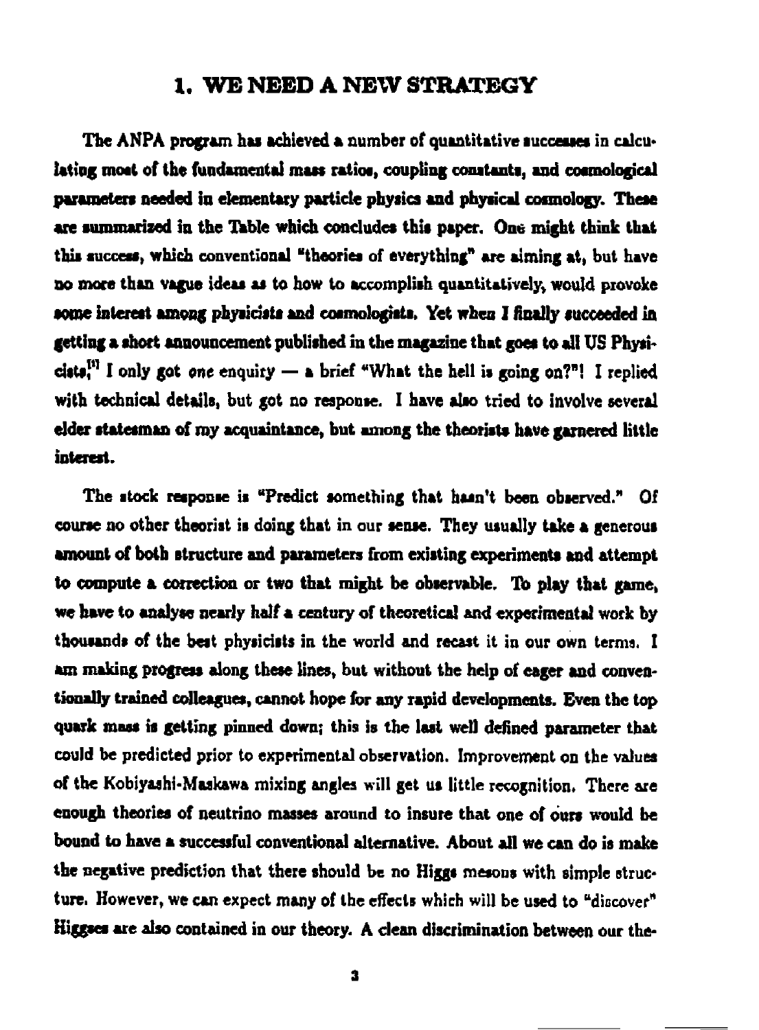# 1. WE NEED A NEW STRATEGY

The ANPA program has achieved a number of quantitative successes in calculating most of the fundamental mass ratios, coupling constants, and cosmological parameters needed in elementary particle physics and physical cosmology. These are summarized in the Table which concludes this paper. One might think that this success, which conventional "theories of everything" are aiming at, but have no more than vague ideas as to how to accomplish quantitatively, would provoke some interest among physicists and cosmologists. Yet when I finally succeeded in getting a short announcement published in the magazine that goes to all US Physicists,[1] I only got *one* enquiry — a brief "What the hell is going on?"! I replied with technical details, but got no response. I have also tried to involve several elder statesman of my acquaintance, but among the theorists have garnered little interest.

The stock response is "Predict something that hasn't been observed." Of course no other theorist is doing that in our sense. They usually take a generous amount of both structure and parameters from existing experiments and attempt to compute a correction or two that might be observable. To play that game, we have to analyse nearly half a century of theoretical and experimental work by thousands of the best physicists in the world and recast it in our own terms. I am making progress along these lines, but without the help of eager and conventionally trained colleagues, cannot hope for any rapid developments. Even the top quark mass is getting pinned down; this is the last well defined parameter that could be predicted prior to experimental observation. Improvement on the values of the Kobiyashi-Maskawa mixing angles will get us little recognition. There are enough theories of neutrino masses around to insure that one of ours would be bound to have a successful conventional alternative. About all we can do is make the negative prediction that there should be no Higgs mesons with simple structure. However, we can expect many of the effects which will be used to "discover" Higgses are also contained in our theory. A clean discrimination between our the-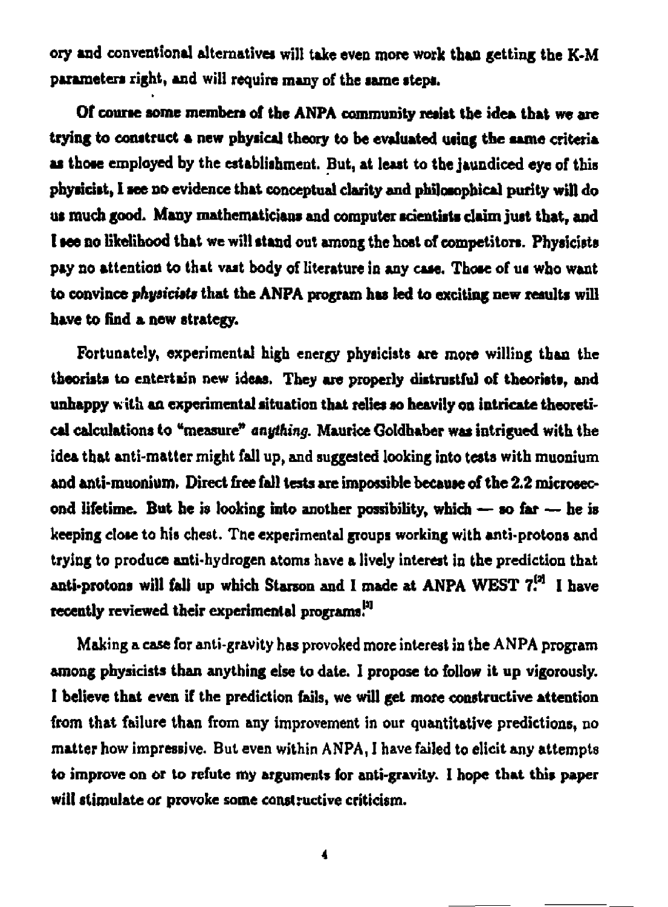ory and conventional alternatives will take even more work than getting the K-M parameters right, and will require many of the same steps.

Of course some members of the ANPA community resist the idea that we are trying to construct a new physical theory to be evaluated using the same criteria as those employed by the establishment. But, at least to the jaundiced eye of this physicist, I see no evidence that conceptual clarity and philosophical purity will do us much good. Many mathematicians and computer scientists claim just that, and I see no likelihood that we will stand out among the host of competitors. Physicists pay no attention to that vast body of literature in any case. Those of us who want to convince *physicists* that the ANPA program has led to exciting new results will have to find a new strategy.

Fortunately, experimental high energy physicists are more willing than the theorists to entertain new ideas. They are properly distrustful of theorists, and unhappy with an experimental situation that relies so heavily on intricate theoretical calculations to "measure" *anything*. Maurice Goldhaber was intrigued with the idea that anti-matter might fall up, and suggested looking into tests with muonium and anti-muonium. Direct free fall tests are impossible because of the 2.2 microsecond lifetime. But he is looking into another possibility, which — so far — he is keeping close to his chest. The experimental groups working with anti-protons and trying to produce anti-hydrogen atoms have a lively interest in the prediction that anti-protons will fall up which Starson and I made at ANPA WEST 7.[2] I have recently reviewed their experimental programs.[3]

Making a case for anti-gravity has provoked more interest in the ANPA program among physicists than anything else to date. I propose to follow it up vigorously. I believe that even if the prediction fails, we will get more constructive attention from that failure than from any improvement in our quantitative predictions, no matter how impressive. But even within ANPA, I have failed to elicit any attempts to improve on or to refute my arguments for anti-gravity. I hope that this paper will stimulate or provoke some constructive criticism.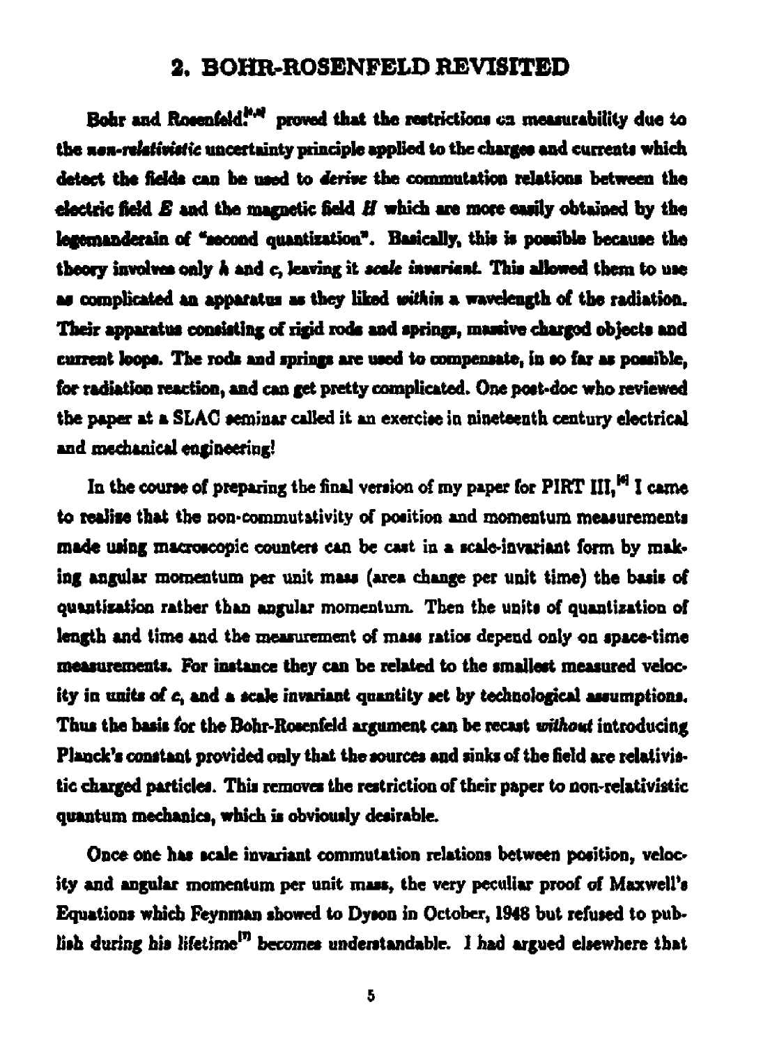## 2. BOHR-ROSENFELD REVISITED

Bohr and Rosenfeld[4,5] proved that the restrictions on measurability due to the *non-relativistic* uncertainty principle applied to the charges and currents which detect the fields can be used to *derive* the commutation relations between the electric field $E$ and the magnetic field $H$ which are more easily obtained by the legerdemain of "second quantization". Basically, this is possible because the theory involves only $\hbar$ and $c$, leaving it *scale invariant*. This allowed them to use as complicated an apparatus as they liked *within* a wavelength of the radiation. Their apparatus consisting of rigid rods and springs, massive charged objects and current loops. The rods and springs are used to compensate, in so far as possible, for radiation reaction, and can get pretty complicated. One post-doc who reviewed the paper at a SLAC seminar called it an exercise in nineteenth century electrical and mechanical engineering!

In the course of preparing the final version of my paper for PIRT III,[6] I came to realize that the non-commutativity of position and momentum measurements made using macroscopic counters can be cast in a scale-invariant form by making angular momentum per unit mass (area change per unit time) the basis of quantization rather than angular momentum. Then the units of quantization of length and time and the measurement of mass ratios depend only on space-time measurements. For instance they can be related to the smallest measured velocity in units of $c$, and a scale invariant quantity set by technological assumptions. Thus the basis for the Bohr-Rosenfeld argument can be recast *without* introducing Planck's constant provided only that the sources and sinks of the field are relativistic charged particles. This removes the restriction of their paper to non-relativistic quantum mechanics, which is obviously desirable.

Once one has scale invariant commutation relations between position, velocity and angular momentum per unit mass, the very peculiar proof of Maxwell's Equations which Feynman showed to Dyson in October, 1948 but refused to publish during his lifetime[7] becomes understandable. I had argued elsewhere that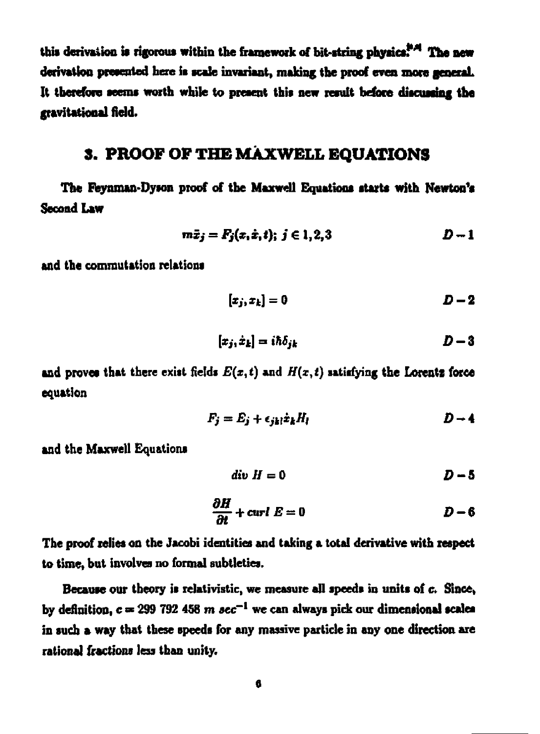this derivation is rigorous within the framework of bit-string physics.[9,4] The new derivation presented here is scale invariant, making the proof even more general. It therefore seems worth while to present this new result before discussing the gravitational field.

## 3. PROOF OF THE MAXWELL EQUATIONS

The Feynman-Dyson proof of the Maxwell Equations starts with Newton's Second Law

$$m\ddot{x}_j = F_j(x, \dot{x}, t);\ j \in 1, 2, 3 \qquad D-1$$

and the commutation relations

$$[x_j, x_k] = 0 \qquad D-2$$

$$[x_j, \dot{x}_k] = i\hbar\delta_{jk} \qquad D-3$$

and proves that there exist fields $E(x, t)$ and $H(x, t)$ satisfying the Lorentz force equation

$$F_j = E_j + \epsilon_{jkl}\dot{x}_k H_l \qquad D-4$$

and the Maxwell Equations

$$div\ H = 0 \qquad D-5$$

$$\frac{\partial H}{\partial t} + curl\ E = 0 \qquad D-6$$

The proof relies on the Jacobi identities and taking a total derivative with respect to time, but involves no formal subtleties.

Because our theory is relativistic, we measure all speeds in units of $c$. Since, by definition, $c = 299\ 792\ 458\ m\ sec^{-1}$ we can always pick our dimensional scales in such a way that these speeds for any massive particle in any one direction are rational fractions less than unity.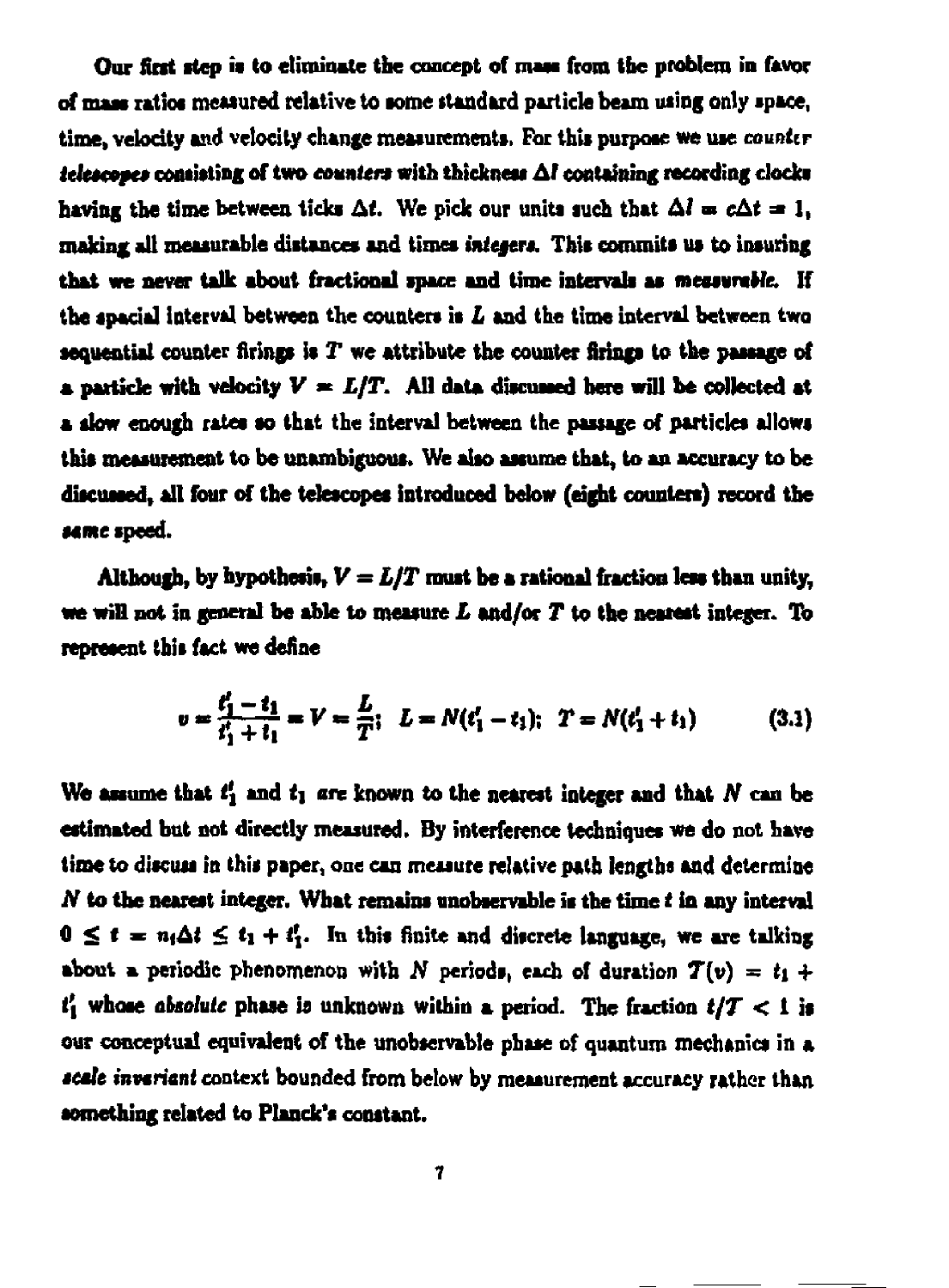Our first step is to eliminate the concept of mass from the problem in favor of mass ratios measured relative to some standard particle beam using only space, time, velocity and velocity change measurements. For this purpose we use *counter telescopes* consisting of two *counters* with thickness $\Delta l$ containing recording clocks having the time between ticks $\Delta t$. We pick our units such that $\Delta l = c\Delta t = 1$, making all measurable distances and times *integers*. This commits us to insuring that we never talk about fractional space and time intervals as *measurable*. If the spacial interval between the counters is $L$ and the time interval between two sequential counter firings is $T$ we attribute the counter firings to the passage of a particle with velocity $V = L/T$. All data discussed here will be collected at a slow enough rates so that the interval between the passage of particles allows this measurement to be unambiguous. We also assume that, to an accuracy to be discussed, all four of the telescopes introduced below (eight counters) record the *same* speed.

Although, by hypothesis, $V = L/T$ must be a rational fraction less than unity, we will not in general be able to measure $L$ and/or $T$ to the nearest integer. To represent this fact we define

$$v = \frac{t_1' - t_1}{t_1' + t_1} = V = \frac{L}{T}; \quad L = N(t_1' - t_1); \quad T = N(t_1' + t_1) \tag{3.1}$$

We assume that $t_1'$ and $t_1$ *are* known to the nearest integer and that $N$ can be estimated but not directly measured. By interference techniques we do not have time to discuss in this paper, one can measure relative path lengths and determine $N$ to the nearest integer. What remains unobservable is the time $t$ in any interval $0 \leq t = n_t\Delta t \leq t_1 + t_1'$. In this finite and discrete language, we are talking about a periodic phenomenon with $N$ periods, each of duration $\mathcal{T}(v) = t_1 + t_1'$ whose *absolute* phase is unknown within a period. The fraction $t/\mathcal{T} < 1$ is our conceptual equivalent of the unobservable phase of quantum mechanics in a *scale invariant* context bounded from below by measurement accuracy rather than something related to Planck's constant.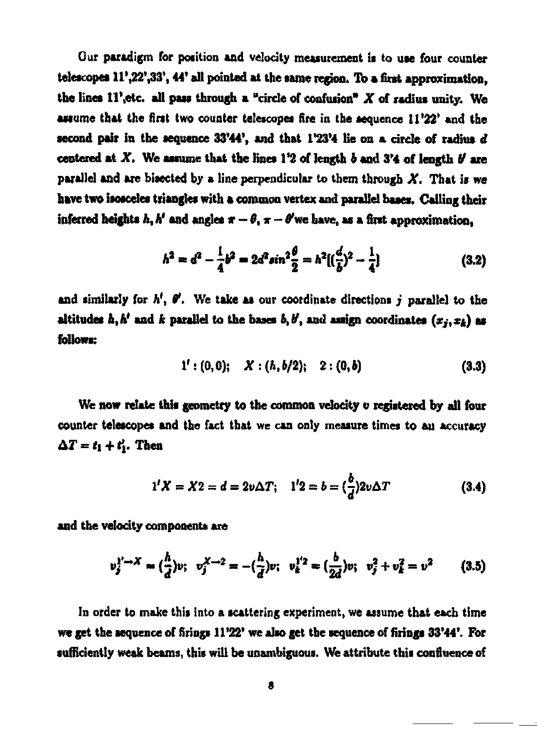Our paradigm for position and velocity measurement is to use four counter telescopes 11',22',33', 44' all pointed at the same region. To a first approximation, the lines 11',etc. all pass through a "circle of confusion" $X$ of radius unity. We assume that the first two counter telescopes fire in the sequence 11'22' and the second pair in the sequence 33'44', and that 1'23'4 lie on a circle of radius $d$ centered at $X$. We assume that the lines 1'2 of length $b$ and 3'4 of length $b'$ are parallel and are bisected by a line perpendicular to them through $X$. That is we have two isosceles triangles with a common vertex and parallel bases. Calling their inferred heights $h, h'$ and angles $\pi - \theta$, $\pi - \theta'$ we have, as a first approximation,

$$h^2 = d^2 - \frac{1}{4}b^2 = 2d^2 sin^2\frac{\theta}{2} = h^2[(\frac{d}{b})^2 - \frac{1}{4}] \tag{3.2}$$

and similarly for $h'$, $\theta'$. We take as our coordinate directions $j$ parallel to the altitudes $h, h'$ and $k$ parallel to the bases $b, b'$, and assign coordinates $(x_j, x_k)$ as follows:

$$1' : (0,0); \quad X : (h, b/2); \quad 2 : (0,b) \tag{3.3}$$

We now relate this geometry to the common velocity $v$ registered by all four counter telescopes and the fact that we can only measure times to an accuracy $\Delta T = t_1 + t_1'$. Then

$$1'X = X2 = d = 2v\Delta T; \quad 1'2 = b = (\frac{b}{d})2v\Delta T \tag{3.4}$$

and the velocity components are

$$v_j^{1'\to X} = (\frac{h}{d})v; \quad v_j^{X\to 2} = -(\frac{h}{d})v; \quad v_k^{1'2} = (\frac{b}{2d})v; \quad v_j^2 + v_k^2 = v^2 \tag{3.5}$$

In order to make this into a scattering experiment, we assume that each time we get the sequence of firings 11'22' we also get the sequence of firings 33'44'. For sufficiently weak beams, this will be unambiguous. We attribute this confluence of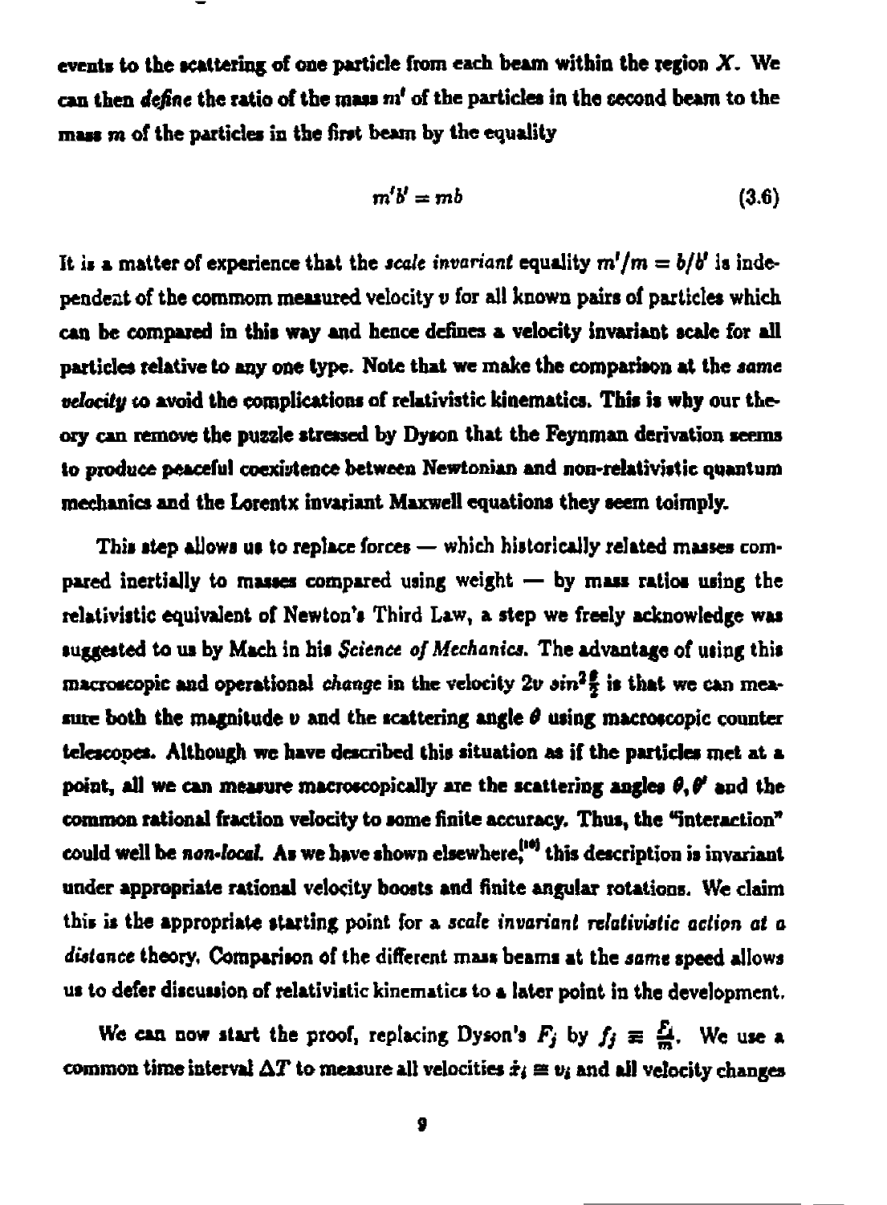events to the scattering of one particle from each beam within the region $X$. We can then *define* the ratio of the mass $m'$ of the particles in the second beam to the mass $m$ of the particles in the first beam by the equality

$$m'b' = mb \tag{3.6}$$

It is a matter of experience that the *scale invariant* equality $m'/m = b/b'$ is independent of the commom measured velocity $v$ for all known pairs of particles which can be compared in this way and hence defines a velocity invariant scale for all particles relative to any one type. Note that we make the comparison at the *same velocity* to avoid the complications of relativistic kinematics. This is why our theory can remove the puzzle stressed by Dyson that the Feynman derivation seems to produce peaceful coexistence between Newtonian and non-relativistic quantum mechanics and the Lorentx invariant Maxwell equations they seem toimply.

This step allows us to replace forces — which historically related masses compared inertially to masses compared using weight — by mass ratios using the relativistic equivalent of Newton's Third Law, a step we freely acknowledge was suggested to us by Mach in his *Science of Mechanics*. The advantage of using this macroscopic and operational *change* in the velocity $2v\ sin^2\frac{\theta}{2}$ is that we can measure both the magnitude $v$ and the scattering angle $\theta$ using macroscopic counter telescopes. Although we have described this situation as if the particles met at a point, all we can measure macroscopically are the scattering angles $\theta, \theta'$ and the common rational fraction velocity to some finite accuracy. Thus, the "interaction" could well be *non-local*. As we have shown elsewhere,[10] this description is invariant under appropriate rational velocity boosts and finite angular rotations. We claim this is the appropriate starting point for a *scale invariant relativistic action at a distance* theory. Comparison of the different mass beams at the *same* speed allows us to defer discussion of relativistic kinematics to a later point in the development.

We can now start the proof, replacing Dyson's $F_j$ by $f_j \equiv \frac{F_j}{m}$. We use a common time interval $\Delta T$ to measure all velocities $\dot{x}_i \equiv v_i$ and all velocity changes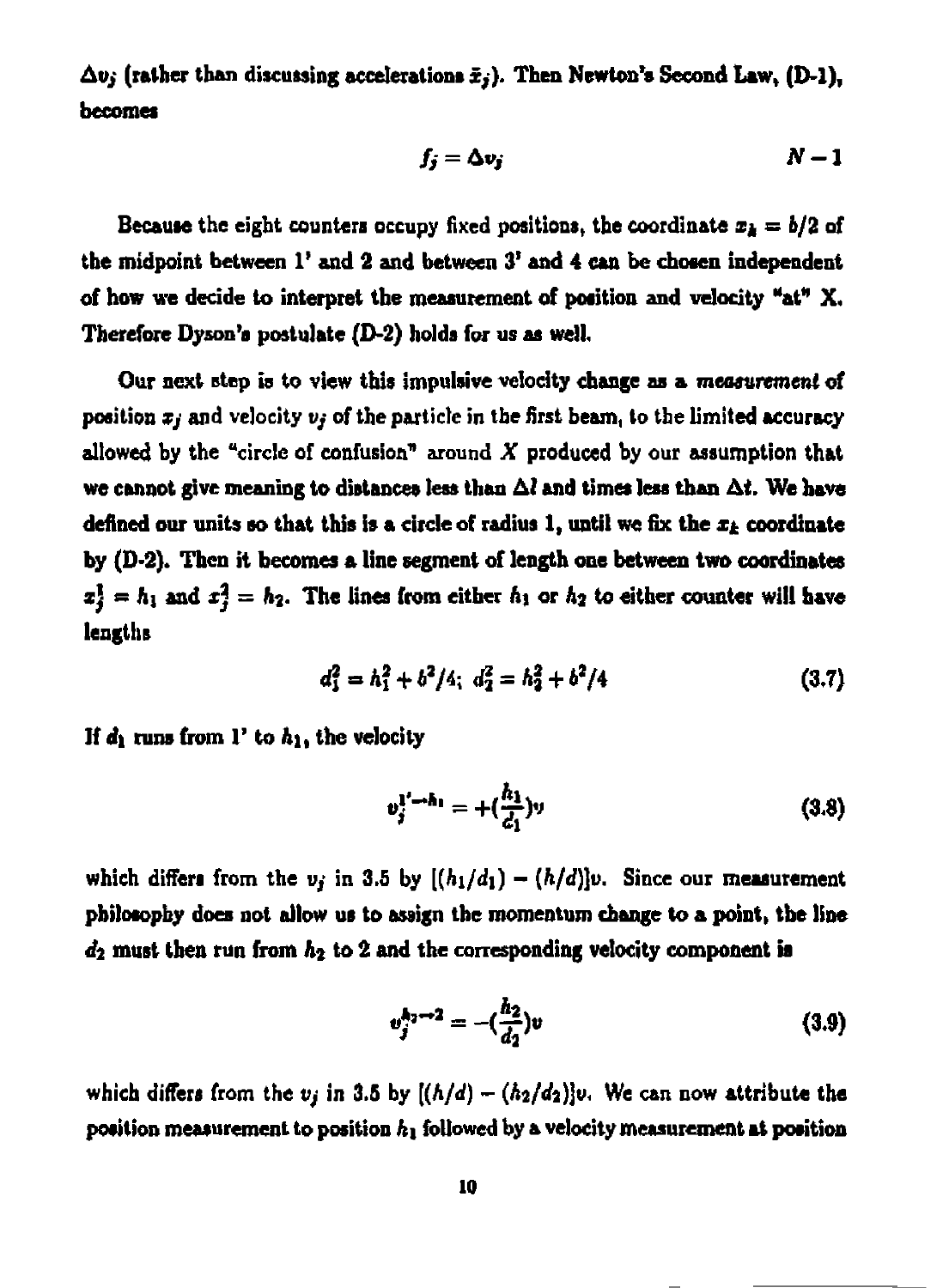$\Delta v_j$ (rather than discussing accelerations $\ddot{x}_j$). Then Newton's Second Law, (D-1), becomes

$$f_j = \Delta v_j \qquad N-1$$

Because the eight counters occupy fixed positions, the coordinate $x_k = b/2$ of the midpoint between 1' and 2 and between 3' and 4 can be chosen independent of how we decide to interpret the measurement of position and velocity "at" X. Therefore Dyson's postulate (D-2) holds for us as well.

Our next step is to view this impulsive velocity change as a *measurement* of position $x_j$ and velocity $v_j$ of the particle in the first beam, to the limited accuracy allowed by the "circle of confusion" around $X$ produced by our assumption that we cannot give meaning to distances less than $\Delta l$ and times less than $\Delta t$. We have defined our units so that this is a circle of radius 1, until we fix the $x_k$ coordinate by (D-2). Then it becomes a line segment of length one between two coordinates $x_j^1 = h_1$ and $x_j^2 = h_2$. The lines from either $h_1$ or $h_2$ to either counter will have lengths

$$d_1^2 = h_1^2 + b^2/4; \; d_2^2 = h_2^2 + b^2/4 \tag{3.7}$$

If $d_1$ runs from 1' to $h_1$, the velocity

$$v_j^{1' \to h_1} = +(\frac{h_1}{d_1})v \tag{3.8}$$

which differs from the $v_j$ in 3.5 by $[(h_1/d_1) - (h/d)]v$. Since our measurement philosophy does not allow us to assign the momentum change to a point, the line $d_2$ must then run from $h_2$ to 2 and the corresponding velocity component is

$$v_j^{h_2 \to 2} = -(\frac{h_2}{d_2})v \tag{3.9}$$

which differs from the $v_j$ in 3.5 by $[(h/d) - (h_2/d_2)]v$. We can now attribute the position measurement to position $h_1$ followed by a velocity measurement at position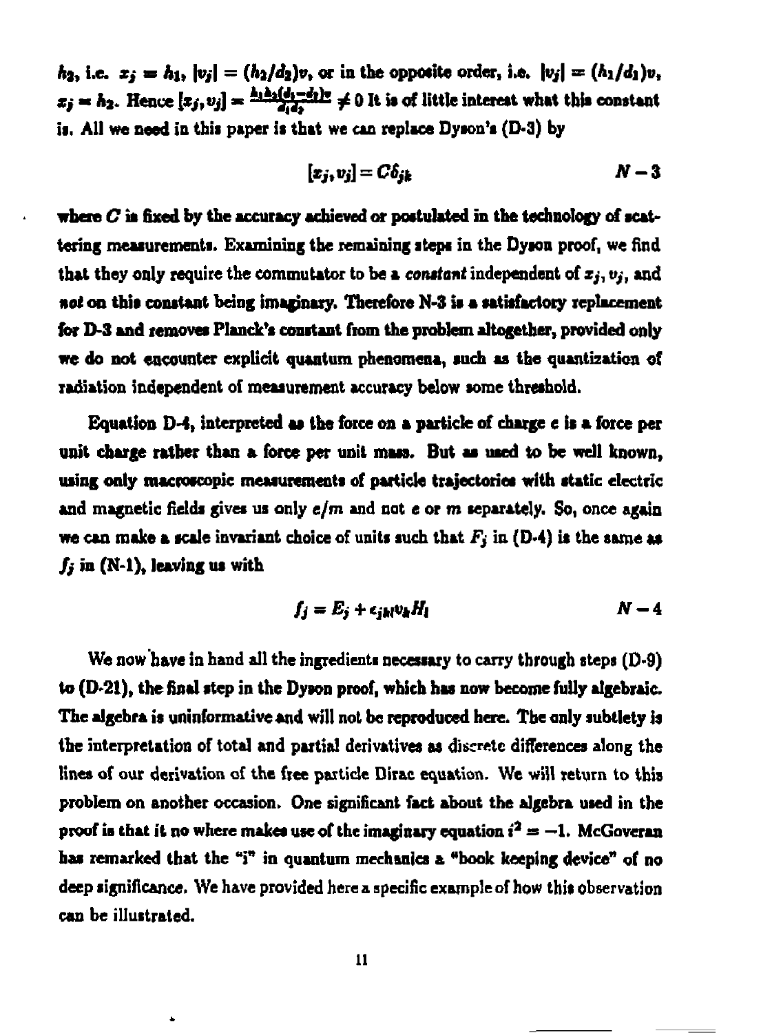$h_2$, i.e. $x_j = h_1$, $|v_j| = (h_2/d_2)v$, or in the opposite order, i.e. $|v_j| = (h_1/d_1)v$, $x_j = h_2$. Hence $[x_j, v_j] = \frac{h_1 h_2 (d_1 - d_2) v}{d_1 d_2} \neq 0$ It is of little interest what this constant is. All we need in this paper is that we can replace Dyson's (D-3) by

$$[x_j, v_j] = C\delta_{jk} \qquad N-3$$

where $C$ is fixed by the accuracy achieved or postulated in the technology of scattering measurements. Examining the remaining steps in the Dyson proof, we find that they only require the commutator to be a *constant* independent of $x_j$, $v_j$, and *not* on this constant being imaginary. Therefore N-3 is a satisfactory replacement for D-3 and removes Planck's constant from the problem altogether, provided only we do not encounter explicit quantum phenomena, such as the quantization of radiation independent of measurement accuracy below some threshold.

Equation D-4, interpreted as the force on a particle of charge $e$ is a force per unit charge rather than a force per unit mass. But as used to be well known, using only macroscopic measurements of particle trajectories with static electric and magnetic fields gives us only $e/m$ and not $e$ or $m$ separately. So, once again we can make a scale invariant choice of units such that $F_j$ in (D-4) is the same as $f_j$ in (N-1), leaving us with

$$f_j = E_j + \epsilon_{jkl} v_k H_l \qquad N-4$$

We now have in hand all the ingredients necessary to carry through steps (D-9) to (D-21), the final step in the Dyson proof, which has now become fully algebraic. The algebra is uninformative and will not be reproduced here. The only subtlety is the interpretation of total and partial derivatives as discrete differences along the lines of our derivation of the free particle Dirac equation. We will return to this problem on another occasion. One significant fact about the algebra used in the proof is that it no where makes use of the imaginary equation $i^2 = -1$. McGoveran has remarked that the "i" in quantum mechanics a "book keeping device" of no deep significance. We have provided here a specific example of how this observation can be illustrated.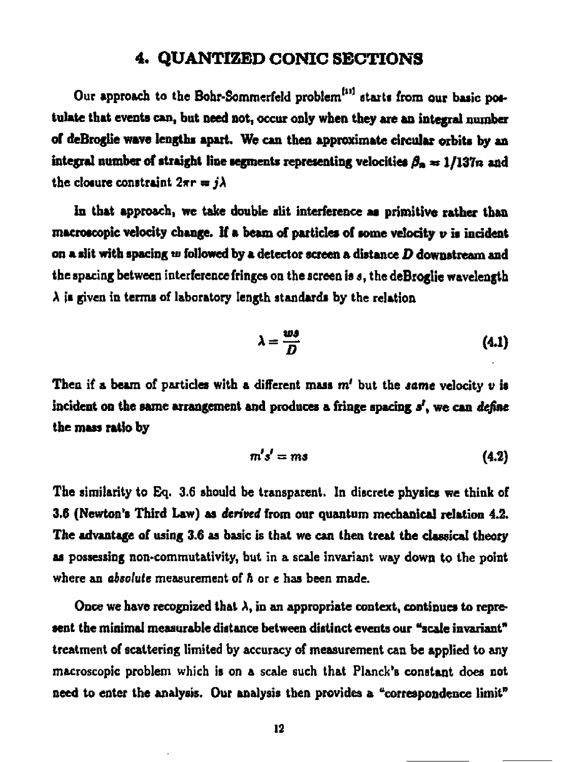## 4. QUANTIZED CONIC SECTIONS

Our approach to the Bohr-Sommerfeld problem[11] starts from our basic postulate that events can, but need not, occur only when they are an integral number of deBroglie wave lengths apart. We can then approximate circular orbits by an integral number of straight line segments representing velocities $\beta_n = 1/137n$ and the closure constraint $2\pi r = j\lambda$

In that approach, we take double slit interference as primitive rather than macroscopic velocity change. If a beam of particles of some velocity $v$ is incident on a slit with spacing $w$ followed by a detector screen a distance $D$ downstream and the spacing between interference fringes on the screen is $s$, the deBroglie wavelength $\lambda$ is given in terms of laboratory length standards by the relation

$$\lambda = \frac{ws}{D} \tag{4.1}$$

Then if a beam of particles with a different mass $m'$ but the *same* velocity $v$ is incident on the same arrangement and produces a fringe spacing $s'$, we can *define* the mass ratio by

$$m's' = ms \tag{4.2}$$

The similarity to Eq. 3.6 should be transparent. In discrete physics we think of 3.6 (Newton's Third Law) as *derived* from our quantum mechanical relation 4.2. The advantage of using 3.6 as basic is that we can then treat the classical theory as possessing non-commutativity, but in a scale invariant way down to the point where an *absolute* measurement of $\hbar$ or $e$ has been made.

Once we have recognized that $\lambda$, in an appropriate context, continues to represent the minimal measurable distance between distinct events our "scale invariant" treatment of scattering limited by accuracy of measurement can be applied to any macroscopic problem which is on a scale such that Planck's constant does not need to enter the analysis. Our analysis then provides a "correspondence limit"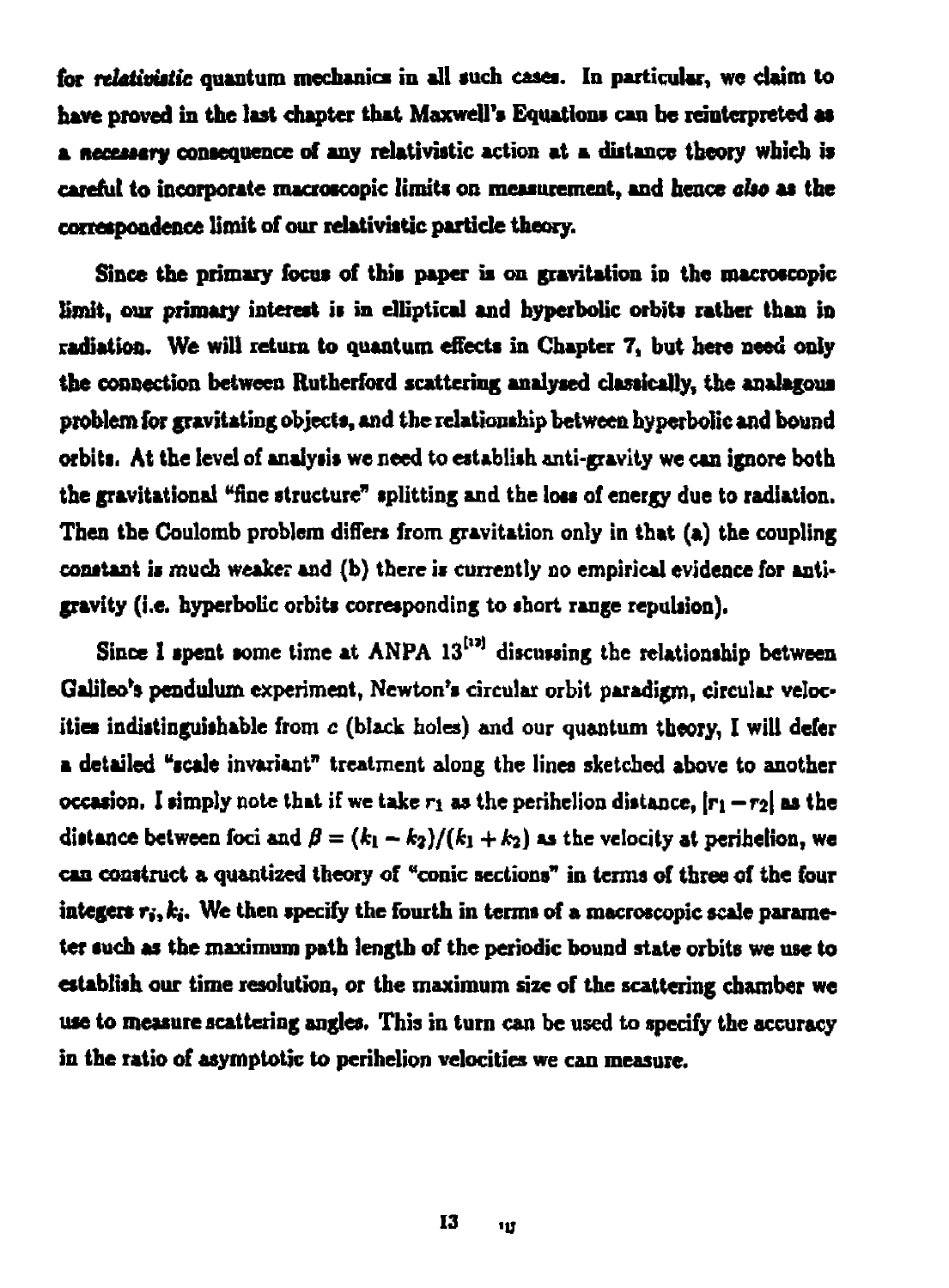for *relativistic* quantum mechanics in all such cases. In particular, we claim to have proved in the last chapter that Maxwell's Equations can be reinterpreted as a *necessary* consequence of any relativistic action at a distance theory which is careful to incorporate macroscopic limits on measurement, and hence *also* as the correspondence limit of our relativistic particle theory.

Since the primary focus of this paper is on gravitation in the macroscopic limit, our primary interest is in elliptical and hyperbolic orbits rather than in radiation. We will return to quantum effects in Chapter 7, but here need only the connection between Rutherford scattering analysed classically, the analagous problem for gravitating objects, and the relationship between hyperbolic and bound orbits. At the level of analysis we need to establish anti-gravity we can ignore both the gravitational "fine structure" splitting and the loss of energy due to radiation. Then the Coulomb problem differs from gravitation only in that (a) the coupling constant is much weaker and (b) there is currently no empirical evidence for anti-gravity (i.e. hyperbolic orbits corresponding to short range repulsion).

Since I spent some time at ANPA 13[12] discussing the relationship between Galileo's pendulum experiment, Newton's circular orbit paradigm, circular velocities indistinguishable from $c$ (black holes) and our quantum theory, I will defer a detailed "scale invariant" treatment along the lines sketched above to another occasion. I simply note that if we take $r_1$ as the perihelion distance, $|r_1 - r_2|$ as the distance between foci and $\beta = (k_1 - k_2)/(k_1 + k_2)$ as the velocity at perihelion, we can construct a quantized theory of "conic sections" in terms of three of the four integers $r_i, k_i$. We then specify the fourth in terms of a macroscopic scale parameter such as the maximum path length of the periodic bound state orbits we use to establish our time resolution, or the maximum size of the scattering chamber we use to measure scattering angles. This in turn can be used to specify the accuracy in the ratio of asymptotic to perihelion velocities we can measure.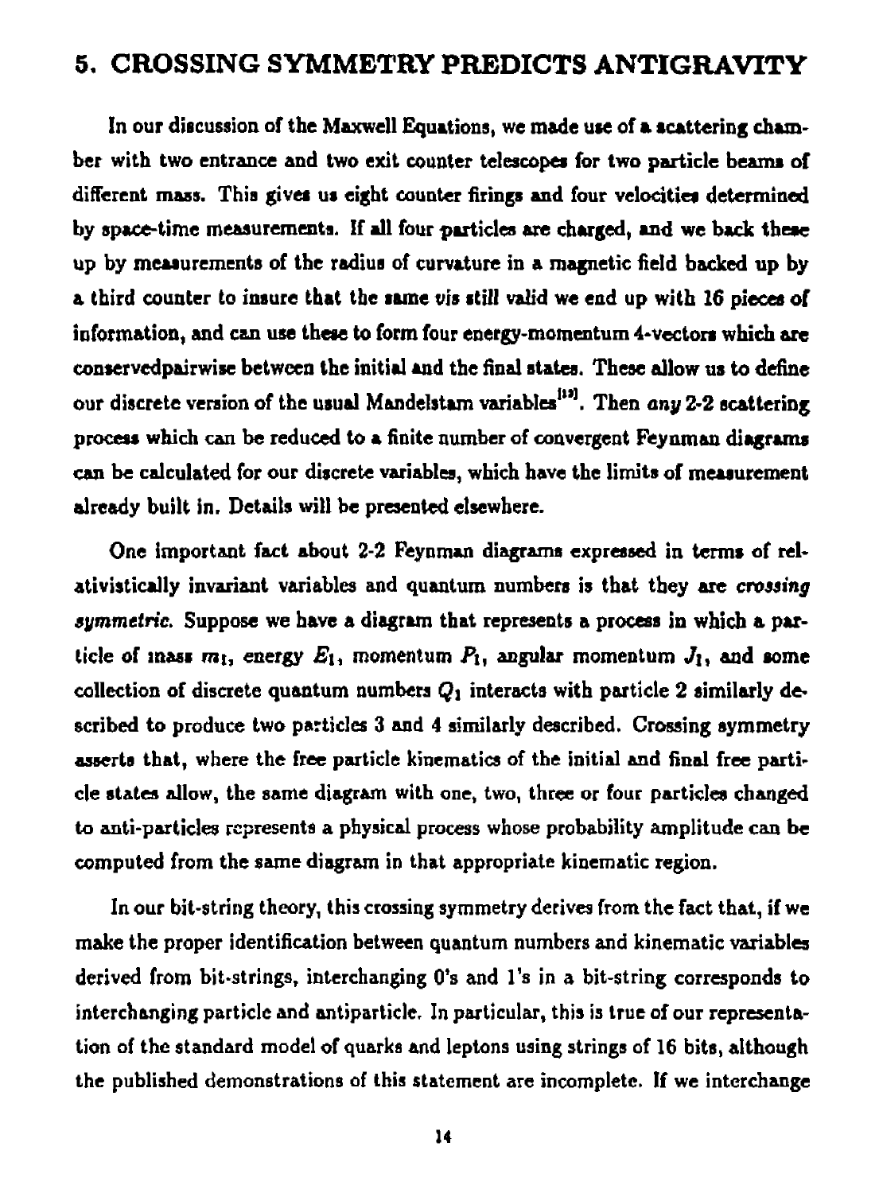## 5. CROSSING SYMMETRY PREDICTS ANTIGRAVITY

In our discussion of the Maxwell Equations, we made use of a scattering chamber with two entrance and two exit counter telescopes for two particle beams of different mass. This gives us eight counter firings and four velocities determined by space-time measurements. If all four particles are charged, and we back these up by measurements of the radius of curvature in a magnetic field backed up by a third counter to insure that the same *vis still* valid we end up with 16 pieces of information, and can use these to form four energy-momentum 4-vectors which are conservedpairwise between the initial and the final states. These allow us to define our discrete version of the usual Mandelstam variables[19]. Then *any* 2-2 scattering process which can be reduced to a finite number of convergent Feynman diagrams can be calculated for our discrete variables, which have the limits of measurement already built in. Details will be presented elsewhere.

One important fact about 2-2 Feynman diagrams expressed in terms of relativistically invariant variables and quantum numbers is that they are *crossing symmetric.* Suppose we have a diagram that represents a process in which a particle of mass $m_1$, energy $E_1$, momentum $P_1$, angular momentum $J_1$, and some collection of discrete quantum numbers $Q_1$ interacts with particle 2 similarly described to produce two particles 3 and 4 similarly described. Crossing symmetry asserts that, where the free particle kinematics of the initial and final free particle states allow, the same diagram with one, two, three or four particles changed to anti-particles represents a physical process whose probability amplitude can be computed from the same diagram in that appropriate kinematic region.

In our bit-string theory, this crossing symmetry derives from the fact that, if we make the proper identification between quantum numbers and kinematic variables derived from bit-strings, interchanging 0's and 1's in a bit-string corresponds to interchanging particle and antiparticle. In particular, this is true of our representation of the standard model of quarks and leptons using strings of 16 bits, although the published demonstrations of this statement are incomplete. If we interchange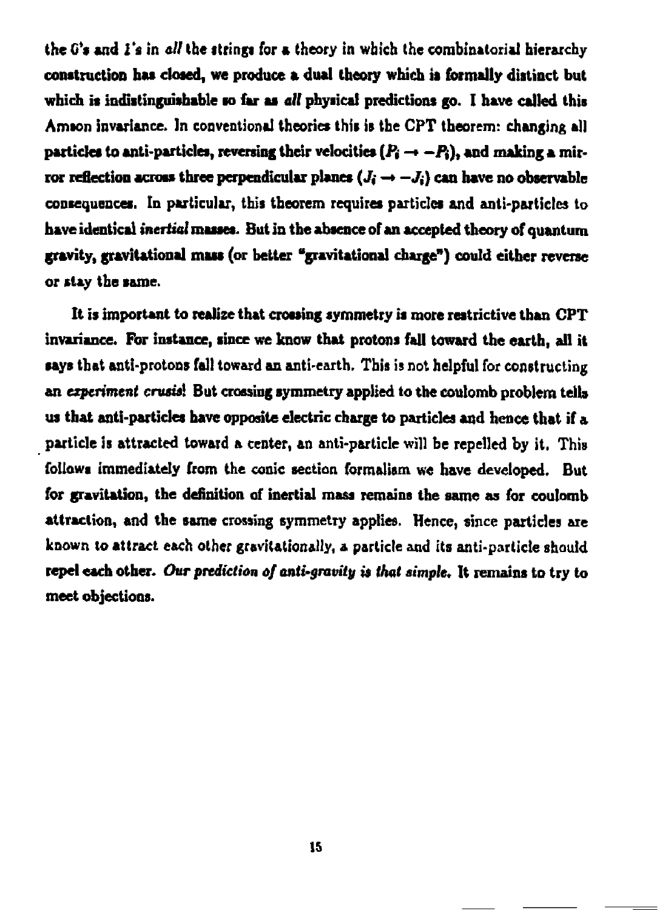the 0's and 1's in *all* the strings for a theory in which the combinatorial hierarchy construction has closed, we produce a dual theory which is formally distinct but which is indistinguishable so far as *all* physical predictions go. I have called this Amson invariance. In conventional theories this is the CPT theorem: changing all particles to anti-particles, reversing their velocities ($P_i \rightarrow -P_i$), and making a mirror reflection across three perpendicular planes ($J_i \rightarrow -J_i$) can have no observable consequences. In particular, this theorem requires particles and anti-particles to have identical *inertial* masses. But in the absence of an accepted theory of quantum gravity, gravitational mass (or better "gravitational charge") could either reverse or stay the same.

It is important to realize that crossing symmetry is more restrictive than CPT invariance. For instance, since we know that protons fall toward the earth, all it says that anti-protons fall toward an anti-earth. This is not helpful for constructing an *experiment crusis*! But crossing symmetry applied to the coulomb problem tells us that anti-particles have opposite electric charge to particles and hence that if a particle is attracted toward a center, an anti-particle will be repelled by it. This follows immediately from the conic section formalism we have developed. But for gravitation, the definition of inertial mass remains the same as for coulomb attraction, and the same crossing symmetry applies. Hence, since particles are known to attract each other gravitationally, a particle and its anti-particle should repel each other. *Our prediction of anti-gravity is that simple.* It remains to try to meet objections.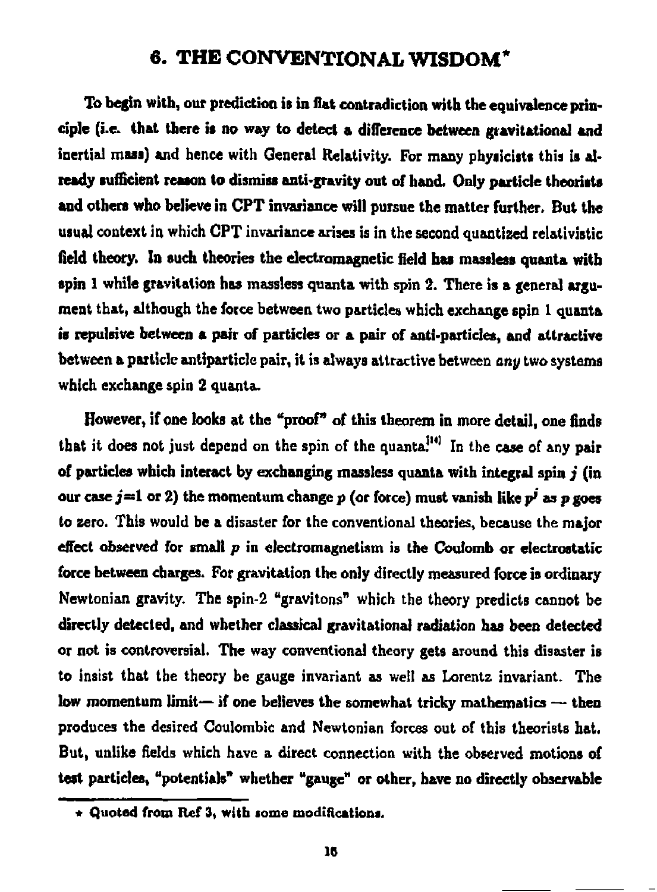# 6. THE CONVENTIONAL WISDOM*

To begin with, our prediction is in flat contradiction with the equivalence principle (i.e. that there is no way to detect a difference between gravitational and inertial mass) and hence with General Relativity. For many physicists this is already sufficient reason to dismiss anti-gravity out of hand. Only particle theorists and others who believe in CPT invariance will pursue the matter further. But the usual context in which CPT invariance arises is in the second quantized relativistic field theory. In such theories the electromagnetic field has massless quanta with spin 1 while gravitation has massless quanta with spin 2. There is a general argument that, although the force between two particles which exchange spin 1 quanta is repulsive between a pair of particles or a pair of anti-particles, and attractive between a particle antiparticle pair, it is always attractive between *any* two systems which exchange spin 2 quanta.

However, if one looks at the "proof" of this theorem in more detail, one finds that it does not just depend on the spin of the quanta.[14] In the case of any pair of particles which interact by exchanging massless quanta with integral spin $j$ (in our case $j=1$ or 2) the momentum change $p$ (or force) must vanish like $p^j$ as $p$ goes to zero. This would be a disaster for the conventional theories, because the major effect observed for small $p$ in electromagnetism is the Coulomb or electrostatic force between charges. For gravitation the only directly measured force is ordinary Newtonian gravity. The spin-2 "gravitons" which the theory predicts cannot be directly detected, and whether classical gravitational radiation has been detected or not is controversial. The way conventional theory gets around this disaster is to insist that the theory be gauge invariant as well as Lorentz invariant. The low momentum limit— if one believes the somewhat tricky mathematics — then produces the desired Coulombic and Newtonian forces out of this theorists hat. But, unlike fields which have a direct connection with the observed motions of test particles, "potentials" whether "gauge" or other, have no directly observable

* Quoted from Ref 3, with some modifications.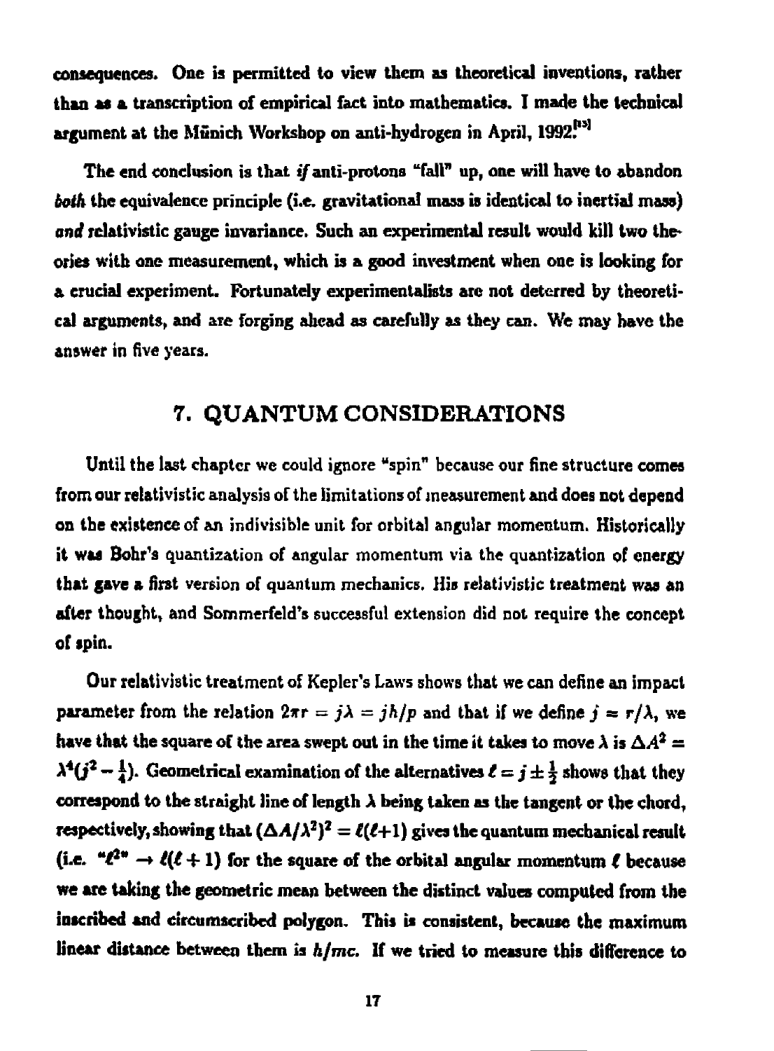consequences. One is permitted to view them as theoretical inventions, rather than as a transcription of empirical fact into mathematics. I made the technical argument at the Münich Workshop on anti-hydrogen in April, 1992.[13]

The end conclusion is that *if* anti-protons "fall" up, one will have to abandon *both* the equivalence principle (i.e. gravitational mass is identical to inertial mass) *and* relativistic gauge invariance. Such an experimental result would kill two theories with one measurement, which is a good investment when one is looking for a crucial experiment. Fortunately experimentalists are not deterred by theoretical arguments, and are forging ahead as carefully as they can. We may have the answer in five years.

## 7. QUANTUM CONSIDERATIONS

Until the last chapter we could ignore "spin" because our fine structure comes from our relativistic analysis of the limitations of measurement and does not depend on the existence of an indivisible unit for orbital angular momentum. Historically it was Bohr's quantization of angular momentum via the quantization of energy that gave a first version of quantum mechanics. His relativistic treatment was an after thought, and Sommerfeld's successful extension did not require the concept of spin.

Our relativistic treatment of Kepler's Laws shows that we can define an impact parameter from the relation $2\pi r = j\lambda = jh/p$ and that if we define $j = r/\lambda$, we have that the square of the area swept out in the time it takes to move $\lambda$ is $\Delta A^2 = \lambda^4(j^2 - \frac{1}{4})$. Geometrical examination of the alternatives $\ell = j \pm \frac{1}{2}$ shows that they correspond to the straight line of length $\lambda$ being taken as the tangent or the chord, respectively, showing that $(\Delta A/\lambda^2)^2 = \ell(\ell+1)$ gives the quantum mechanical result (i.e. "$\ell^2$" $\rightarrow \ell(\ell+1)$ for the square of the orbital angular momentum $\ell$ because we are taking the geometric mean between the distinct values computed from the inscribed and circumscribed polygon. This is consistent, because the maximum linear distance between them is $h/mc$. If we tried to measure this difference to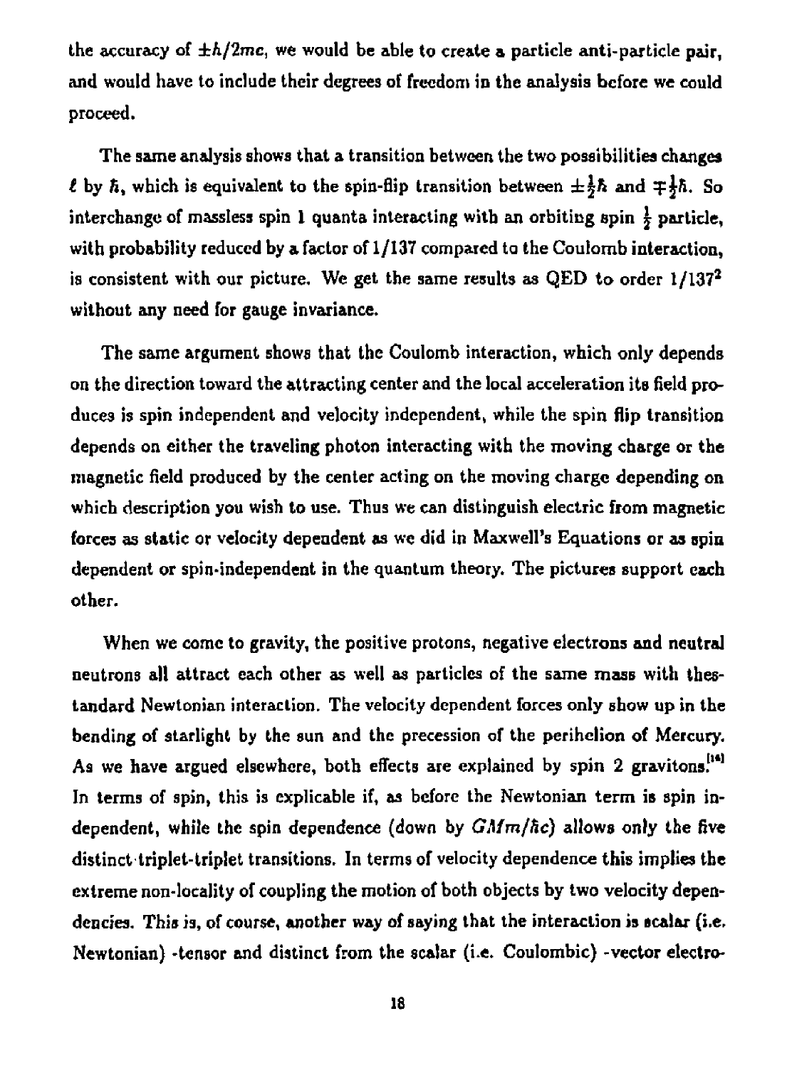the accuracy of $\pm\hbar/2mc$, we would be able to create a particle anti-particle pair, and would have to include their degrees of freedom in the analysis before we could proceed.

The same analysis shows that a transition between the two possibilities changes $\ell$ by $\hbar$, which is equivalent to the spin-flip transition between $\pm\frac{1}{2}\hbar$ and $\mp\frac{1}{2}\hbar$. So interchange of massless spin 1 quanta interacting with an orbiting spin $\frac{1}{2}$ particle, with probability reduced by a factor of 1/137 compared to the Coulomb interaction, is consistent with our picture. We get the same results as QED to order $1/137^2$ without any need for gauge invariance.

The same argument shows that the Coulomb interaction, which only depends on the direction toward the attracting center and the local acceleration its field produces is spin independent and velocity independent, while the spin flip transition depends on either the traveling photon interacting with the moving charge or the magnetic field produced by the center acting on the moving charge depending on which description you wish to use. Thus we can distinguish electric from magnetic forces as static or velocity dependent as we did in Maxwell's Equations or as spin dependent or spin-independent in the quantum theory. The pictures support each other.

When we come to gravity, the positive protons, negative electrons and neutral neutrons all attract each other as well as particles of the same mass with thestandard Newtonian interaction. The velocity dependent forces only show up in the bending of starlight by the sun and the precession of the perihelion of Mercury. As we have argued elsewhere, both effects are explained by spin 2 gravitons.[14] In terms of spin, this is explicable if, as before the Newtonian term is spin independent, while the spin dependence (down by $GMm/\hbar c$) allows only the five distinct triplet-triplet transitions. In terms of velocity dependence this implies the extreme non-locality of coupling the motion of both objects by two velocity dependencies. This is, of course, another way of saying that the interaction is scalar (i.e. Newtonian) -tensor and distinct from the scalar (i.e. Coulombic) -vector electro-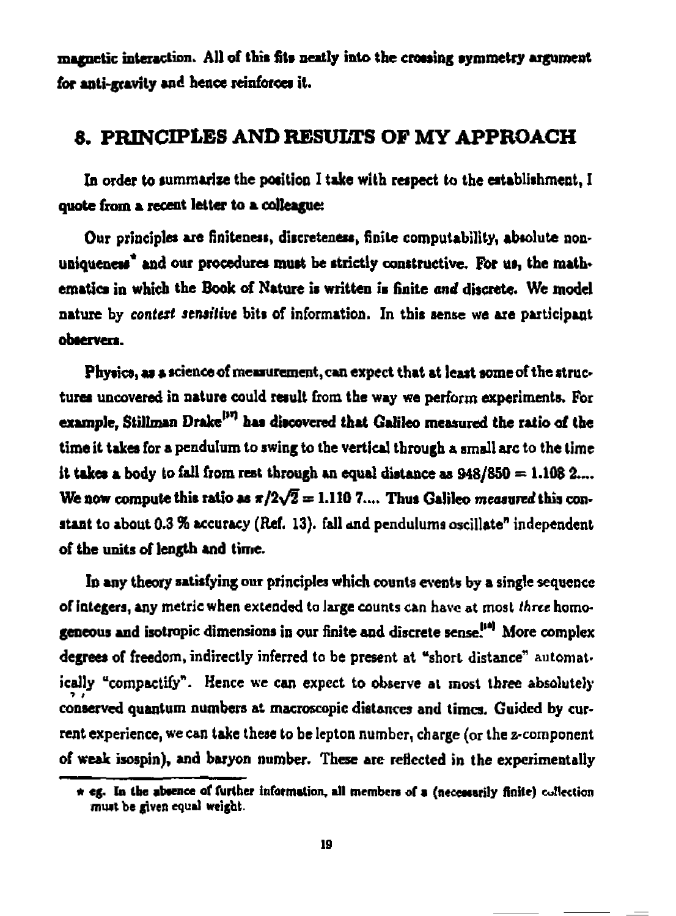magnetic interaction. All of this fits neatly into the crossing symmetry argument for anti-gravity and hence reinforces it.

## 8. PRINCIPLES AND RESULTS OF MY APPROACH

In order to summarize the position I take with respect to the establishment, I quote from a recent letter to a colleague:

Our principles are finiteness, discreteness, finite computability, absolute non-uniqueness* and our procedures must be strictly constructive. For us, the mathematics in which the Book of Nature is written is finite *and* discrete. We model nature by *context sensitive* bits of information. In this sense we are participant observers.

Physics, as a science of measurement, can expect that at least some of the structures uncovered in nature could result from the way we perform experiments. For example, Stillman Drake[17] has discovered that Galileo measured the ratio of the time it takes for a pendulum to swing to the vertical through a small arc to the time it takes a body to fall from rest through an equal distance as $948/850 = 1.108\ 2....$ We now compute this ratio as $\pi/2\sqrt{2} = 1.110\ 7....$ Thus Galileo *measured* this constant to about 0.3 % accuracy (Ref. 13). fall and pendulums oscillate" independent of the units of length and time.

In any theory satisfying our principles which counts events by a single sequence of integers, any metric when extended to large counts can have at most *three* homogeneous and isotropic dimensions in our finite and discrete sense.[18] More complex degrees of freedom, indirectly inferred to be present at "short distance" automatically "compactify". Hence we can expect to observe at most three absolutely conserved quantum numbers at macroscopic distances and times. Guided by current experience, we can take these to be lepton number, charge (or the z-component of weak isospin), and baryon number. These are reflected in the experimentally

* eg. In the absence of further information, all members of a (necessarily finite) collection must be given equal weight.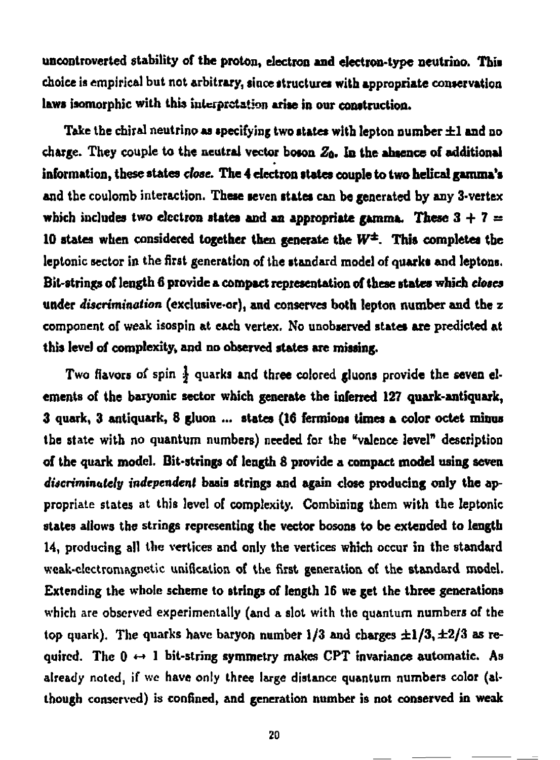uncontroverted stability of the proton, electron and electron-type neutrino. This choice is empirical but not arbitrary, since structures with appropriate conservation laws isomorphic with this interpretation arise in our construction.

Take the chiral neutrino as specifying two states with lepton number $\pm 1$ and no charge. They couple to the neutral vector boson $Z_0$. In the absence of additional information, these states *close*. The 4 electron states couple to two helical gamma's and the coulomb interaction. These seven states can be generated by any 3-vertex which includes two electron states and an appropriate gamma. These $3 + 7 = 10$ states when considered together then generate the $W^{\pm}$. This completes the leptonic sector in the first generation of the standard model of quarks and leptons. Bit-strings of length 6 provide a compact representation of these states which *closes* under *discrimination* (exclusive-or), and conserves both lepton number and the z component of weak isospin at each vertex. No unobserved states are predicted at this level of complexity, and no observed states are missing.

Two flavors of spin $\frac{1}{2}$ quarks and three colored gluons provide the seven elements of the baryonic sector which generate the inferred 127 quark-antiquark, 3 quark, 3 antiquark, 8 gluon ... states (16 fermions times a color octet minus the state with no quantum numbers) needed for the "valence level" description of the quark model. Bit-strings of length 8 provide a compact model using seven *discriminately independent* basis strings and again close producing only the appropriate states at this level of complexity. Combining them with the leptonic states allows the strings representing the vector bosons to be extended to length 14, producing all the vertices and only the vertices which occur in the standard weak-electromagnetic unification of the first generation of the standard model. Extending the whole scheme to strings of length 16 we get the three generations which are observed experimentally (and a slot with the quantum numbers of the top quark). The quarks have baryon number $1/3$ and charges $\pm 1/3, \pm 2/3$ as required. The $0 \leftrightarrow 1$ bit-string symmetry makes CPT invariance automatic. As already noted, if we have only three large distance quantum numbers color (although conserved) is confined, and generation number is not conserved in weak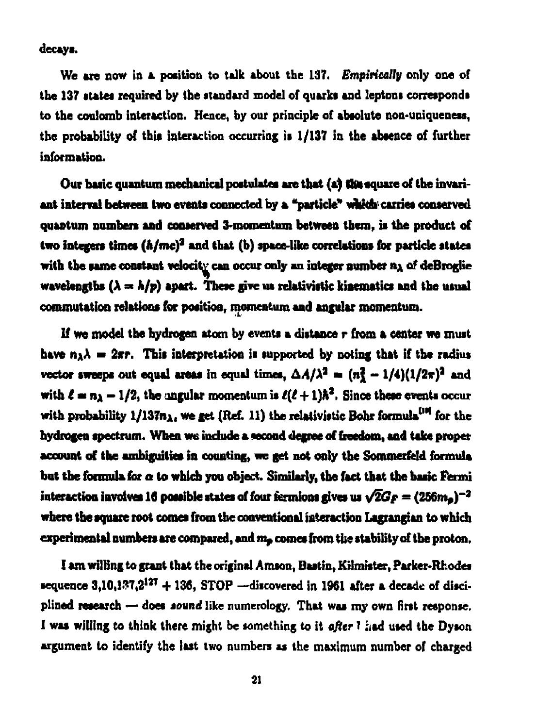decays.

We are now in a position to talk about the 137. *Empirically* only one of the 137 states required by the standard model of quarks and leptons corresponds to the coulomb interaction. Hence, by our principle of absolute non-uniqueness, the probability of this interaction occurring is 1/137 in the absence of further information.

Our basic quantum mechanical postulates are that (a) the square of the invariant interval between two events connected by a "particle" which carries conserved quantum numbers and conserved 3-momentum between them, is the product of two integers times $(\hbar/mc)^2$ and that (b) space-like correlations for particle states with the same constant velocity can occur only an integer number $n_\lambda$ of deBroglie wavelengths ($\lambda = h/p$) apart. These give us relativistic kinematics and the usual commutation relations for position, momentum and angular momentum.

If we model the hydrogen atom by events a distance $r$ from a center we must have $n_\lambda \lambda = 2\pi r$. This interpretation is supported by noting that if the radius vector sweeps out equal areas in equal times, $\Delta A/\lambda^2 = (n_\lambda^2 - 1/4)(1/2\pi)^2$ and with $\ell = n_\lambda - 1/2$, the angular momentum is $\ell(\ell+1)\hbar^2$. Since these events occur with probability $1/137n_\lambda$, we get (Ref. 11) the relativistic Bohr formula[19] for the hydrogen spectrum. When we include a second degree of freedom, and take proper account of the ambiguities in counting, we get not only the Sommerfeld formula but the formula for $\alpha$ to which you object. Similarly, the fact that the basic Fermi interaction involves 16 possible states of four fermions gives us $\sqrt{2}G_F = (256m_p)^{-2}$ where the square root comes from the conventional interaction Lagrangian to which experimental numbers are compared, and $m_p$ comes from the stability of the proton.

I am willing to grant that the original Amson, Bastin, Kilmister, Parker-Rhodes sequence $3, 10, 137, 2^{127} + 136$, STOP —discovered in 1961 after a decade of disciplined research — does *sound* like numerology. That was my own first response. I was willing to think there might be something to it *after* I had used the Dyson argument to identify the last two numbers as the maximum number of charged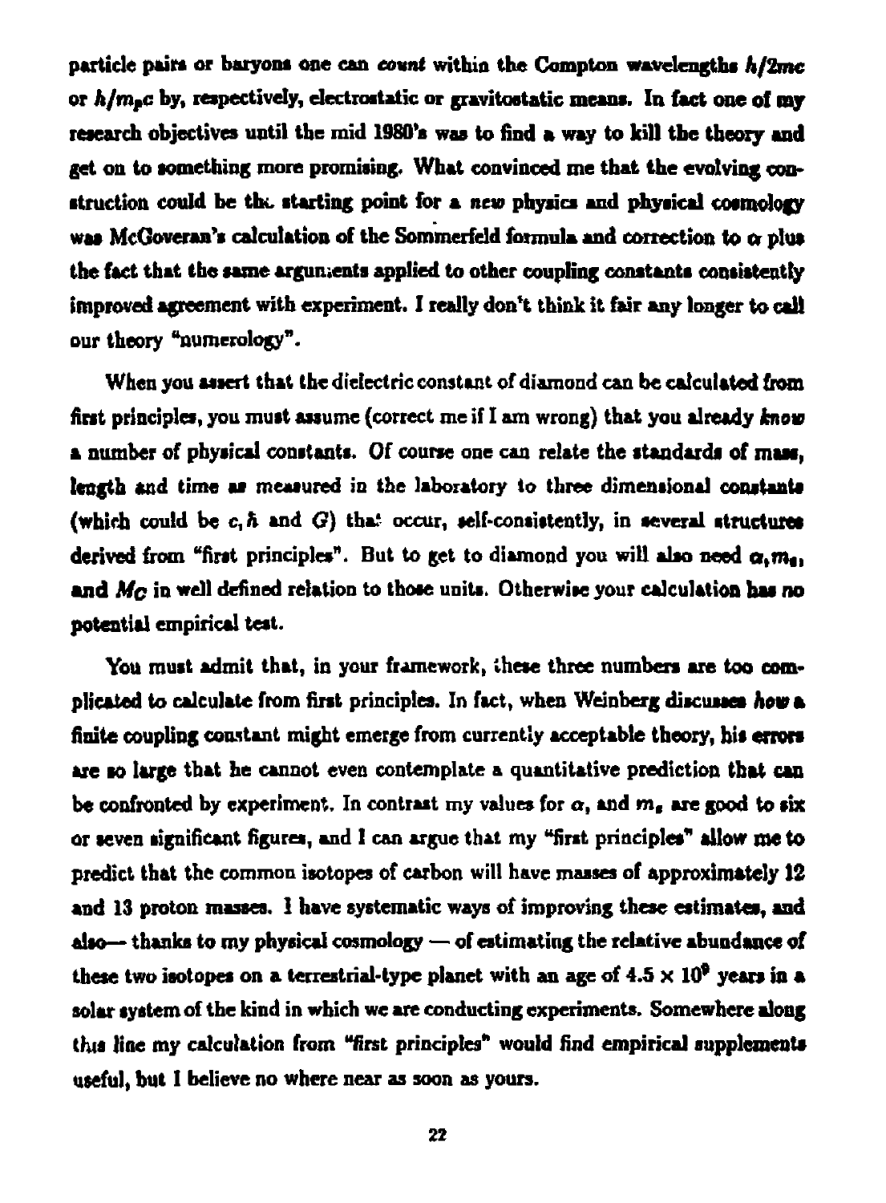particle pairs or baryons one can *count* within the Compton wavelengths $\hbar/2mc$ or $\hbar/m_p c$ by, respectively, electrostatic or gravitostatic means. In fact one of my research objectives until the mid 1980's was to find a way to kill the theory and get on to something more promising. What convinced me that the evolving construction could be the starting point for a *new* physics and physical cosmology was McGoveran's calculation of the Sommerfeld formula and correction to $\alpha$ plus the fact that the same arguments applied to other coupling constants consistently improved agreement with experiment. I really don't think it fair any longer to call our theory "numerology".

When you assert that the dielectric constant of diamond can be calculated from first principles, you must assume (correct me if I am wrong) that you already *know* a number of physical constants. Of course one can relate the standards of mass, length and time as measured in the laboratory to three dimensional constants (which could be $c, \hbar$ and $G$) that occur, self-consistently, in several structures derived from "first principles". But to get to diamond you will also need $\alpha, m_e$, and $M_C$ in well defined relation to those units. Otherwise your calculation has no potential empirical test.

You must admit that, in your framework, these three numbers are too complicated to calculate from first principles. In fact, when Weinberg discusses *how* a finite coupling constant might emerge from currently acceptable theory, his errors are so large that he cannot even contemplate a quantitative prediction that can be confronted by experiment. In contrast my values for $\alpha$, and $m_e$ are good to six or seven significant figures, and I can argue that my "first principles" allow me to predict that the common isotopes of carbon will have masses of approximately 12 and 13 proton masses. I have systematic ways of improving these estimates, and also— thanks to my physical cosmology — of estimating the relative abundance of these two isotopes on a terrestrial-type planet with an age of $4.5 \times 10^9$ years in a solar system of the kind in which we are conducting experiments. Somewhere along this line my calculation from "first principles" would find empirical supplements useful, but I believe no where near as soon as yours.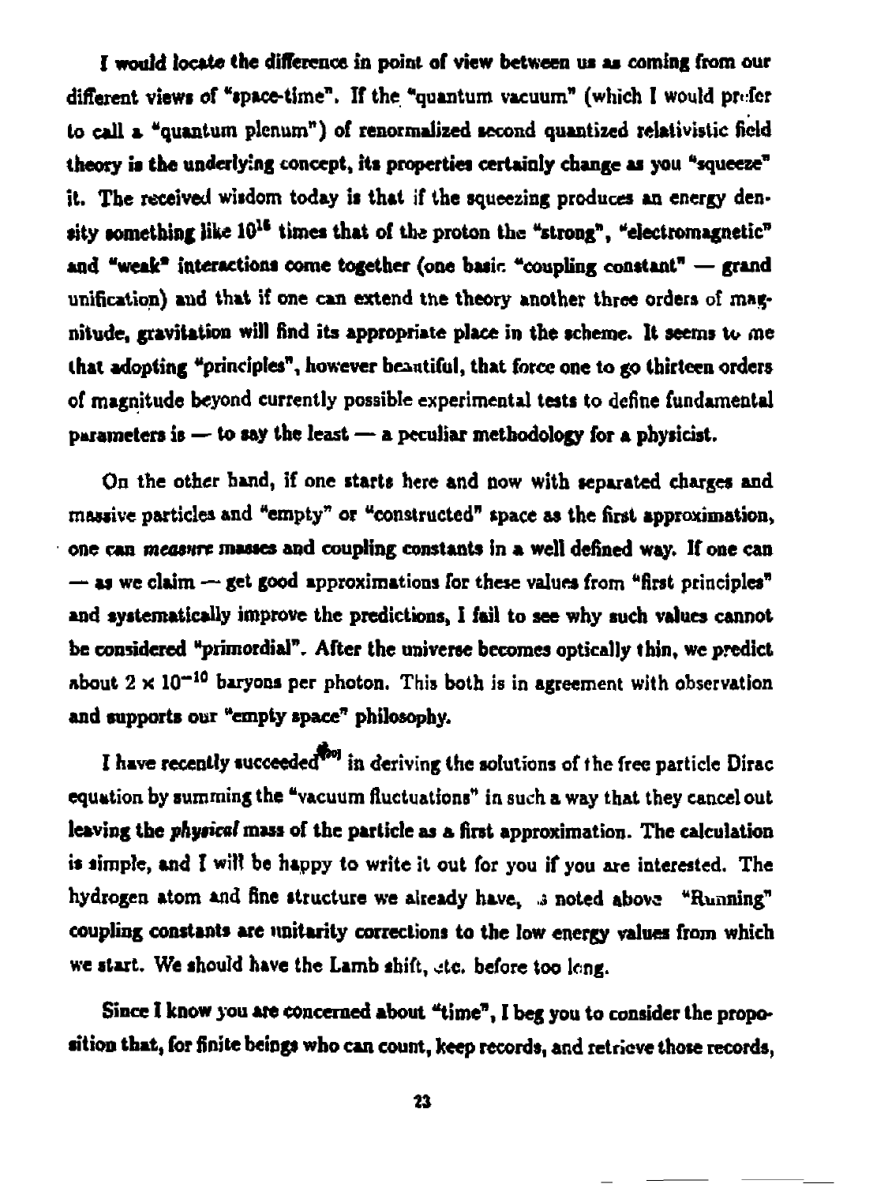I would locate the difference in point of view between us as coming from our different views of "space-time". If the "quantum vacuum" (which I would prefer to call a "quantum plenum") of renormalized second quantized relativistic field theory is the underlying concept, its properties certainly change as you "squeeze" it. The received wisdom today is that if the squeezing produces an energy density something like $10^{16}$ times that of the proton the "strong", "electromagnetic" and "weak" interactions come together (one basic "coupling constant" — grand unification) and that if one can extend the theory another three orders of magnitude, gravitation will find its appropriate place in the scheme. It seems to me that adopting "principles", however beautiful, that force one to go thirteen orders of magnitude beyond currently possible experimental tests to define fundamental parameters is — to say the least — a peculiar methodology for a physicist.

On the other hand, if one starts here and now with separated charges and massive particles and "empty" or "constructed" space as the first approximation, one can *measure* masses and coupling constants in a well defined way. If one can — as we claim — get good approximations for these values from "first principles" and systematically improve the predictions, I fail to see why such values cannot be considered "primordial". After the universe becomes optically thin, we predict about $2 \times 10^{-10}$ baryons per photon. This both is in agreement with observation and supports our "empty space" philosophy.

I have recently succeeded[80] in deriving the solutions of the free particle Dirac equation by summing the "vacuum fluctuations" in such a way that they cancel out leaving the *physical* mass of the particle as a first approximation. The calculation is simple, and I will be happy to write it out for you if you are interested. The hydrogen atom and fine structure we already have, as noted above "Running" coupling constants are unitarity corrections to the low energy values from which we start. We should have the Lamb shift, etc. before too long.

Since I know you are concerned about "time", I beg you to consider the proposition that, for finite beings who can count, keep records, and retrieve those records,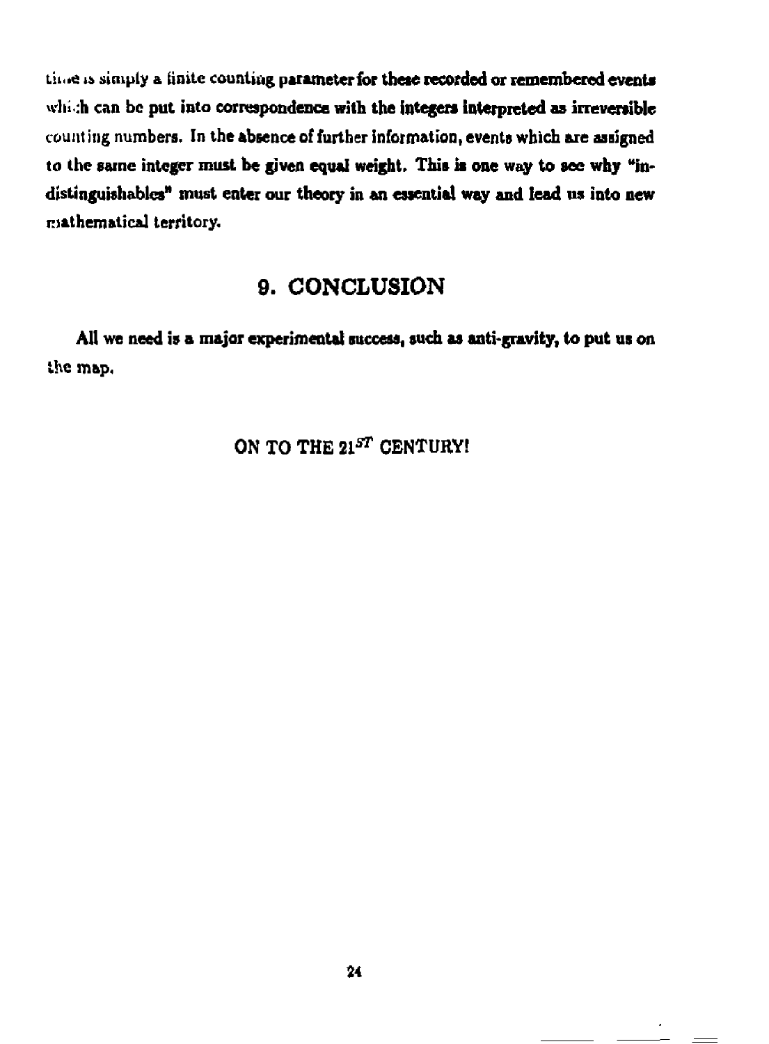time is simply a finite counting parameter for these recorded or remembered events which can be put into correspondence with the integers interpreted as irreversible counting numbers. In the absence of further information, events which are assigned to the same integer must be given equal weight. This is one way to see why "indistinguishables" must enter our theory in an essential way and lead us into new mathematical territory.

## 9. CONCLUSION

All we need is a major experimental success, such as anti-gravity, to put us on the map.

ON TO THE 21$^{ST}$ CENTURY!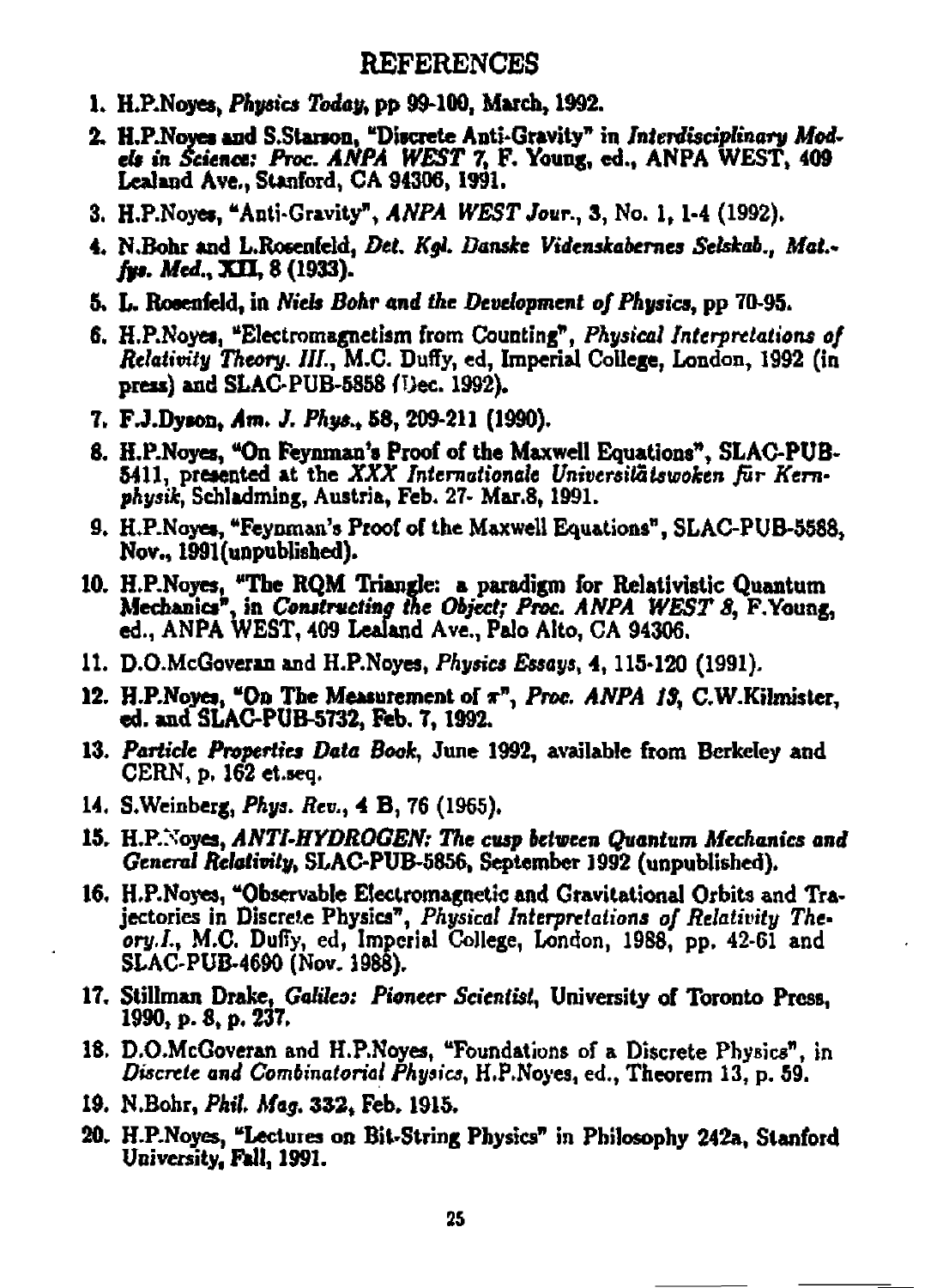# REFERENCES

1. H.P.Noyes, *Physics Today*, pp 99-100, March, 1992.
2. H.P.Noyes and S.Starson, "Discrete Anti-Gravity" in *Interdisciplinary Models in Science: Proc. ANPA WEST 7*, F. Young, ed., ANPA WEST, 409 Lealand Ave., Stanford, CA 94306, 1991.
3. H.P.Noyes, "Anti-Gravity", *ANPA WEST Jour.*, **3**, No. 1, 1-4 (1992).
4. N.Bohr and L.Rosenfeld, *Det. Kgl. Danske Videnskabernes Selskab., Mat.-fys. Med.*, **XII**, 8 (1933).
5. L. Rosenfeld, in *Niels Bohr and the Development of Physics*, pp 70-95.
6. H.P.Noyes, "Electromagnetism from Counting", *Physical Interpretations of Relativity Theory. III.*, M.C. Duffy, ed, Imperial College, London, 1992 (in press) and SLAC-PUB-5858 (Dec. 1992).
7. F.J.Dyson, *Am. J. Phys.*, **58**, 209-211 (1990).
8. H.P.Noyes, "On Feynman's Proof of the Maxwell Equations", SLAC-PUB-5411, presented at the *XXX Internationale Universitätswoken für Kernphysik*, Schladming, Austria, Feb. 27- Mar.8, 1991.
9. H.P.Noyes, "Feynman's Proof of the Maxwell Equations", SLAC-PUB-5588, Nov., 1991(unpublished).
10. H.P.Noyes, "The RQM Triangle: a paradigm for Relativistic Quantum Mechanics", in *Constructing the Object; Proc. ANPA WEST 8*, F.Young, ed., ANPA WEST, 409 Lealand Ave., Palo Alto, CA 94306.
11. D.O.McGoveran and H.P.Noyes, *Physics Essays*, **4**, 115-120 (1991).
12. H.P.Noyes, "On The Measurement of $\pi$", *Proc. ANPA 13*, C.W.Kilmister, ed. and SLAC-PUB-5732, Feb. 7, 1992.
13. *Particle Properties Data Book*, June 1992, available from Berkeley and CERN, p. 162 et.seq.
14. S.Weinberg, *Phys. Rev.*, **4 B**, 76 (1965).
15. H.P.Noyes, *ANTI-HYDROGEN: The cusp between Quantum Mechanics and General Relativity*, SLAC-PUB-5856, September 1992 (unpublished).
16. H.P.Noyes, "Observable Electromagnetic and Gravitational Orbits and Trajectories in Discrete Physics", *Physical Interpretations of Relativity Theory.I.*, M.C. Duffy, ed, Imperial College, London, 1988, pp. 42-61 and SLAC-PUB-4690 (Nov. 1988).
17. Stillman Drake, *Galileo: Pioneer Scientist*, University of Toronto Press, 1990, p. 8, p. 237.
18. D.O.McGoveran and H.P.Noyes, "Foundations of a Discrete Physics", in *Discrete and Combinatorial Physics*, H.P.Noyes, ed., Theorem 13, p. 59.
19. N.Bohr, *Phil. Mag.* **332**, Feb. 1915.
20. H.P.Noyes, "Lectures on Bit-String Physics" in Philosophy 242a, Stanford University, Fall, 1991.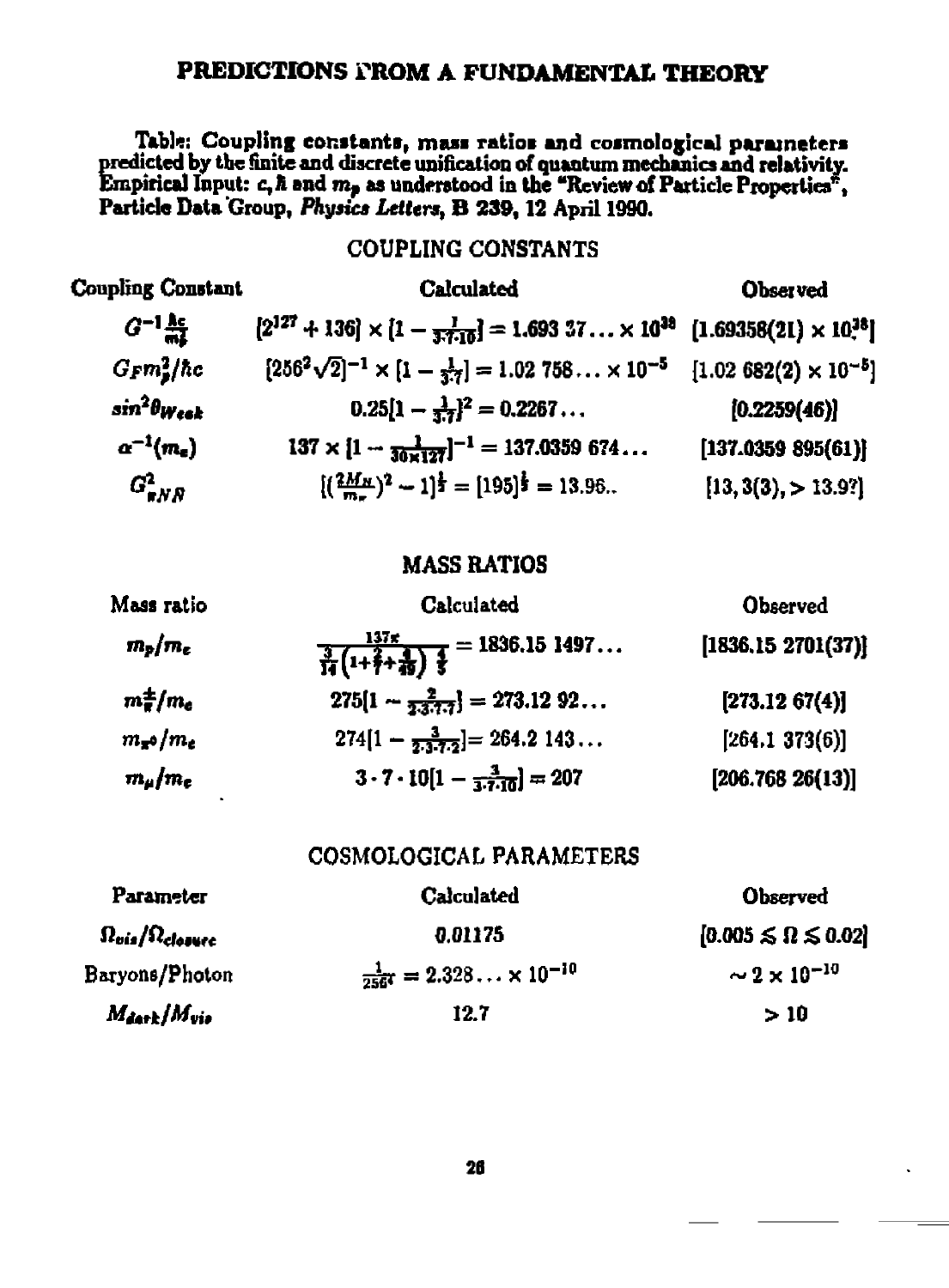## PREDICTIONS FROM A FUNDAMENTAL THEORY

**Table: Coupling constants, mass ratios and cosmological parameters predicted by the finite and discrete unification of quantum mechanics and relativity. Empirical Input: $c, \hbar$ and $m_p$ as understood in the "Review of Particle Properties", Particle Data Group, *Physics Letters*, B 239, 12 April 1990.**

### COUPLING CONSTANTS

| Coupling Constant | Calculated | Observed |
|---|---|---|
| $G^{-1}\frac{\hbar c}{m_p^2}$ | $[2^{127}+136] \times [1 - \frac{1}{3\cdot 7\cdot 10}] = 1.693\ 37\ldots \times 10^{38}$ | $[1.69358(21) \times 10^{38}]$ |
| $G_F m_p^2/\hbar c$ | $[256^2\sqrt{2}]^{-1} \times [1 - \frac{1}{3\cdot 7}] = 1.02\ 758\ldots \times 10^{-5}$ | $[1.02\ 682(2) \times 10^{-5}]$ |
| $sin^2\theta_{Weak}$ | $0.25[1 - \frac{1}{3\cdot 7}]^2 = 0.2267\ldots$ | $[0.2259(46)]$ |
| $\alpha^{-1}(m_e)$ | $137 \times [1 - \frac{1}{30\times 127}]^{-1} = 137.0359\ 674\ldots$ | $[137.0359\ 895(61)]$ |
| $G^2_{\pi NN}$ | $[(\frac{2M_N}{m_\pi})^2 - 1]^{\frac{1}{2}} = [195]^{\frac{1}{2}} = 13.96..$ | $[13,3(3), > 13.9?]$ |

### MASS RATIOS

| Mass ratio | Calculated | Observed |
|---|---|---|
| $m_p/m_e$ | $\frac{137\pi}{\frac{3}{14}\left(1+\frac{2}{7}+\frac{4}{49}\right)\frac{4}{5}} = 1836.15\ 1497\ldots$ | $[1836.15\ 2701(37)]$ |
| $m_\pi^{\pm}/m_e$ | $275[1 - \frac{2}{2\cdot 3\cdot 7\cdot 7}] = 273.12\ 92\ldots$ | $[273.12\ 67(4)]$ |
| $m_{\pi^0}/m_e$ | $274[1 - \frac{3}{2\cdot 3\cdot 7\cdot 2}] = 264.2\ 143\ldots$ | $[264.1\ 373(6)]$ |
| $m_\mu/m_e$ | $3\cdot 7\cdot 10[1 - \frac{3}{3\cdot 7\cdot 10}] = 207$ | $[206.768\ 26(13)]$ |

### COSMOLOGICAL PARAMETERS

| Parameter | Calculated | Observed |
|---|---|---|
| $\Omega_{vis}/\Omega_{closure}$ | 0.01175 | $[0.005 \lesssim \Omega \lesssim 0.02]$ |
| Baryons/Photon | $\frac{1}{256^4} = 2.328\ldots \times 10^{-10}$ | $\sim 2 \times 10^{-10}$ |
| $M_{dark}/M_{vis}$ | 12.7 | $> 10$ |